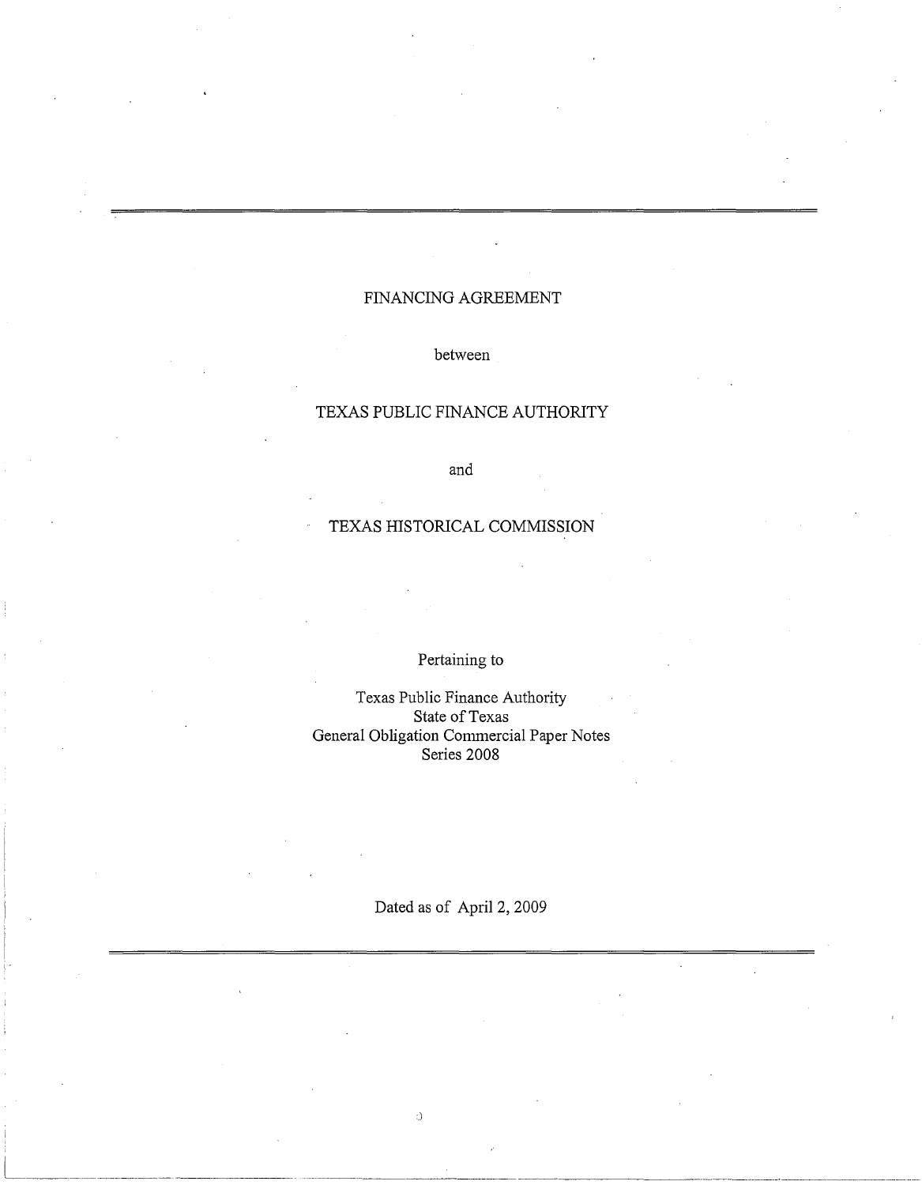---

FINANCING AGREEMENT

between

TEXAS PUBLIC FINANCE AUTHORITY

and

TEXAS HISTORICAL COMMISSION

Pertaining to

Texas Public Finance Authority
State of Texas
General Obligation Commercial Paper Notes
Series 2008

Dated as of April 2, 2009

---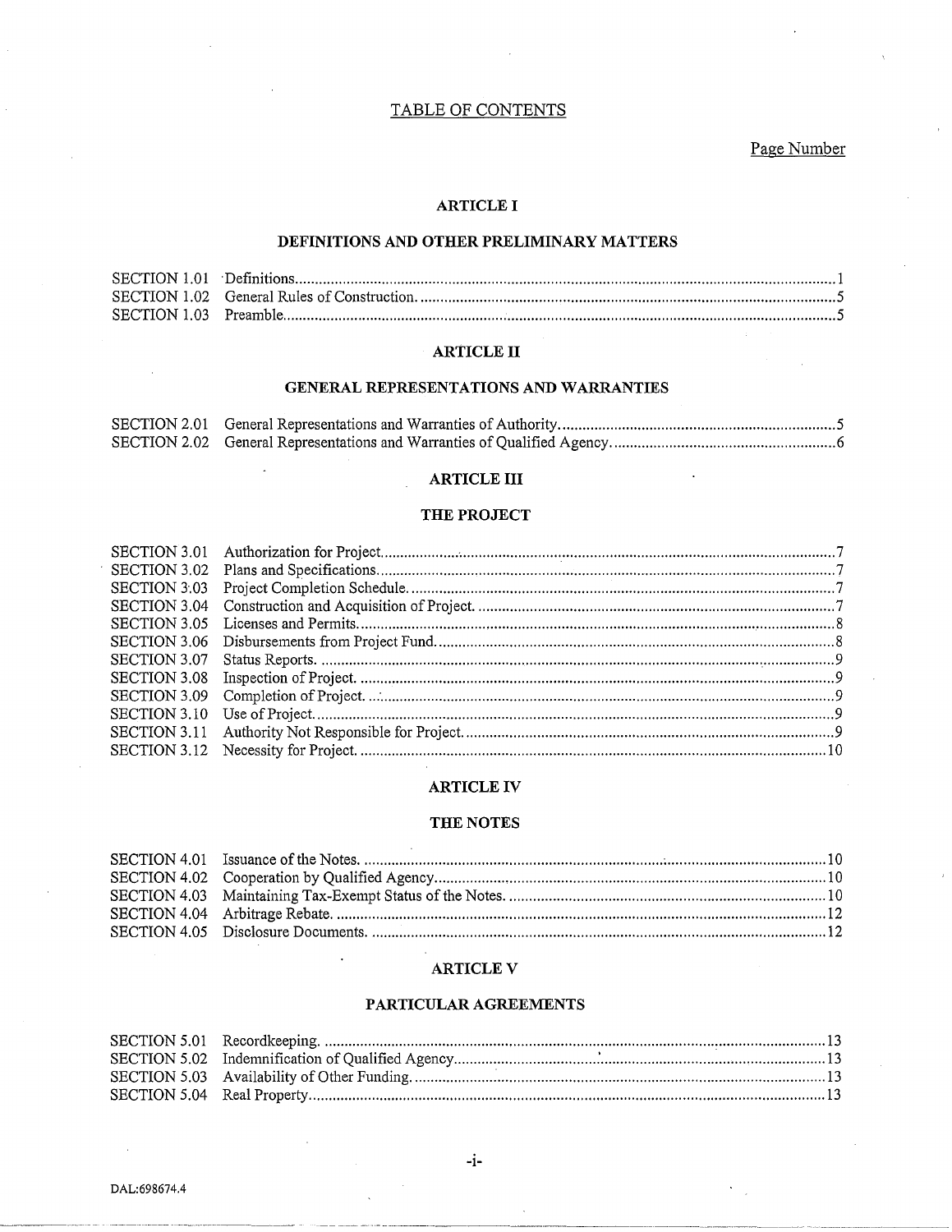# TABLE OF CONTENTS

Page Number

## ARTICLE I

### DEFINITIONS AND OTHER PRELIMINARY MATTERS

| | | |
|---|---|---|
| SECTION 1.01 | Definitions | 1 |
| SECTION 1.02 | General Rules of Construction. | 5 |
| SECTION 1.03 | Preamble | 5 |

## ARTICLE II

### GENERAL REPRESENTATIONS AND WARRANTIES

| | | |
|---|---|---|
| SECTION 2.01 | General Representations and Warranties of Authority. | 5 |
| SECTION 2.02 | General Representations and Warranties of Qualified Agency. | 6 |

## ARTICLE III

### THE PROJECT

| | | |
|---|---|---|
| SECTION 3.01 | Authorization for Project. | 7 |
| SECTION 3.02 | Plans and Specifications. | 7 |
| SECTION 3.03 | Project Completion Schedule. | 7 |
| SECTION 3.04 | Construction and Acquisition of Project. | 7 |
| SECTION 3.05 | Licenses and Permits. | 8 |
| SECTION 3.06 | Disbursements from Project Fund. | 8 |
| SECTION 3.07 | Status Reports. | 9 |
| SECTION 3.08 | Inspection of Project. | 9 |
| SECTION 3.09 | Completion of Project. | 9 |
| SECTION 3.10 | Use of Project. | 9 |
| SECTION 3.11 | Authority Not Responsible for Project. | 9 |
| SECTION 3.12 | Necessity for Project. | 10 |

## ARTICLE IV

### THE NOTES

| | | |
|---|---|---|
| SECTION 4.01 | Issuance of the Notes. | 10 |
| SECTION 4.02 | Cooperation by Qualified Agency. | 10 |
| SECTION 4.03 | Maintaining Tax-Exempt Status of the Notes. | 10 |
| SECTION 4.04 | Arbitrage Rebate. | 12 |
| SECTION 4.05 | Disclosure Documents. | 12 |

## ARTICLE V

### PARTICULAR AGREEMENTS

| | | |
|---|---|---|
| SECTION 5.01 | Recordkeeping. | 13 |
| SECTION 5.02 | Indemnification of Qualified Agency. | 13 |
| SECTION 5.03 | Availability of Other Funding. | 13 |
| SECTION 5.04 | Real Property. | 13 |

DAL:698674.4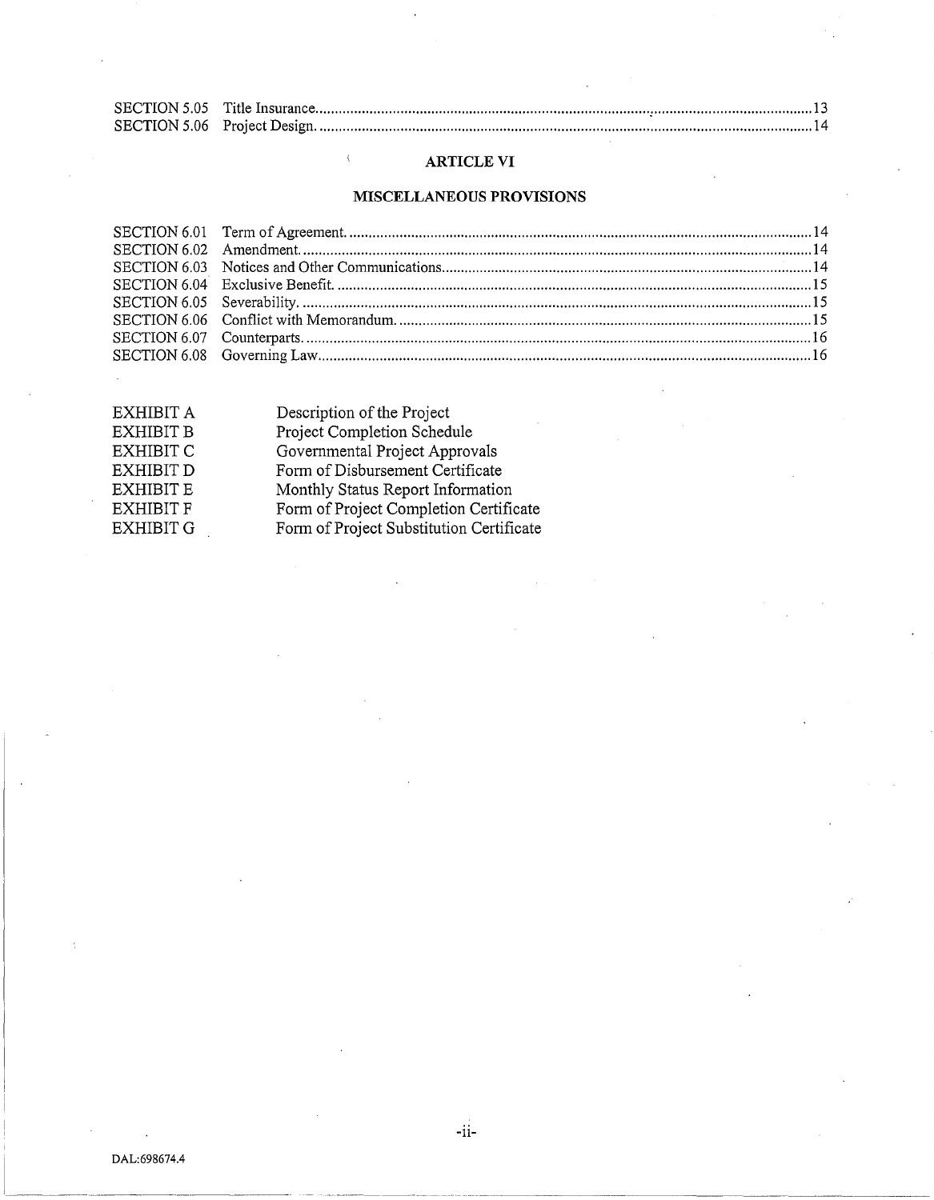| | | |
|---|---|---|
| SECTION 5.05 | Title Insurance | 13 |
| SECTION 5.06 | Project Design | 14 |

## ARTICLE VI

## MISCELLANEOUS PROVISIONS

| | | |
|---|---|---|
| SECTION 6.01 | Term of Agreement | 14 |
| SECTION 6.02 | Amendment | 14 |
| SECTION 6.03 | Notices and Other Communications | 14 |
| SECTION 6.04 | Exclusive Benefit | 15 |
| SECTION 6.05 | Severability | 15 |
| SECTION 6.06 | Conflict with Memorandum | 15 |
| SECTION 6.07 | Counterparts | 16 |
| SECTION 6.08 | Governing Law | 16 |

| | |
|---|---|
| EXHIBIT A | Description of the Project |
| EXHIBIT B | Project Completion Schedule |
| EXHIBIT C | Governmental Project Approvals |
| EXHIBIT D | Form of Disbursement Certificate |
| EXHIBIT E | Monthly Status Report Information |
| EXHIBIT F | Form of Project Completion Certificate |
| EXHIBIT G | Form of Project Substitution Certificate |

DAL:698674.4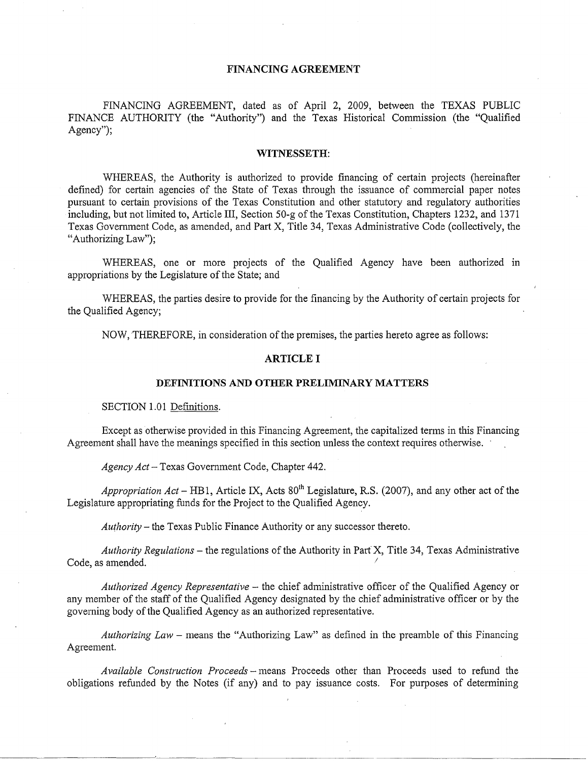# FINANCING AGREEMENT

FINANCING AGREEMENT, dated as of April 2, 2009, between the TEXAS PUBLIC FINANCE AUTHORITY (the "Authority") and the Texas Historical Commission (the "Qualified Agency");

## WITNESSETH:

WHEREAS, the Authority is authorized to provide financing of certain projects (hereinafter defined) for certain agencies of the State of Texas through the issuance of commercial paper notes pursuant to certain provisions of the Texas Constitution and other statutory and regulatory authorities including, but not limited to, Article III, Section 50-g of the Texas Constitution, Chapters 1232, and 1371 Texas Government Code, as amended, and Part X, Title 34, Texas Administrative Code (collectively, the "Authorizing Law");

WHEREAS, one or more projects of the Qualified Agency have been authorized in appropriations by the Legislature of the State; and

WHEREAS, the parties desire to provide for the financing by the Authority of certain projects for the Qualified Agency;

NOW, THEREFORE, in consideration of the premises, the parties hereto agree as follows:

## ARTICLE I

## DEFINITIONS AND OTHER PRELIMINARY MATTERS

SECTION 1.01 Definitions.

Except as otherwise provided in this Financing Agreement, the capitalized terms in this Financing Agreement shall have the meanings specified in this section unless the context requires otherwise.

*Agency Act* – Texas Government Code, Chapter 442.

*Appropriation Act* – HB1, Article IX, Acts 80th Legislature, R.S. (2007), and any other act of the Legislature appropriating funds for the Project to the Qualified Agency.

*Authority* – the Texas Public Finance Authority or any successor thereto.

*Authority Regulations* – the regulations of the Authority in Part X, Title 34, Texas Administrative Code, as amended.

*Authorized Agency Representative* – the chief administrative officer of the Qualified Agency or any member of the staff of the Qualified Agency designated by the chief administrative officer or by the governing body of the Qualified Agency as an authorized representative.

*Authorizing Law* – means the "Authorizing Law" as defined in the preamble of this Financing Agreement.

*Available Construction Proceeds* – means Proceeds other than Proceeds used to refund the obligations refunded by the Notes (if any) and to pay issuance costs. For purposes of determining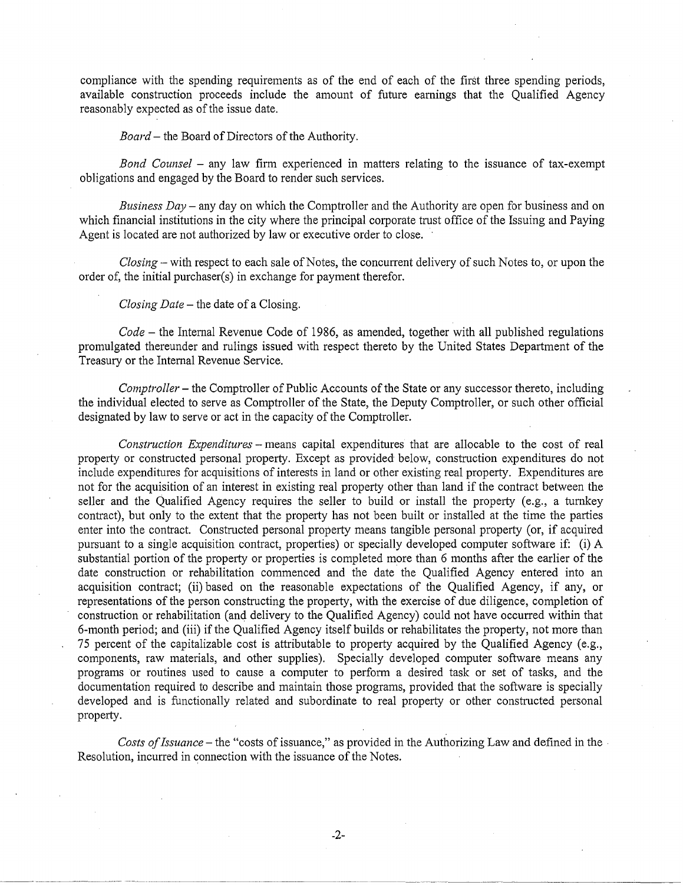compliance with the spending requirements as of the end of each of the first three spending periods, available construction proceeds include the amount of future earnings that the Qualified Agency reasonably expected as of the issue date.

*Board* – the Board of Directors of the Authority.

*Bond Counsel* – any law firm experienced in matters relating to the issuance of tax-exempt obligations and engaged by the Board to render such services.

*Business Day* – any day on which the Comptroller and the Authority are open for business and on which financial institutions in the city where the principal corporate trust office of the Issuing and Paying Agent is located are not authorized by law or executive order to close.

*Closing* – with respect to each sale of Notes, the concurrent delivery of such Notes to, or upon the order of, the initial purchaser(s) in exchange for payment therefor.

*Closing Date* – the date of a Closing.

*Code* – the Internal Revenue Code of 1986, as amended, together with all published regulations promulgated thereunder and rulings issued with respect thereto by the United States Department of the Treasury or the Internal Revenue Service.

*Comptroller* – the Comptroller of Public Accounts of the State or any successor thereto, including the individual elected to serve as Comptroller of the State, the Deputy Comptroller, or such other official designated by law to serve or act in the capacity of the Comptroller.

*Construction Expenditures* – means capital expenditures that are allocable to the cost of real property or constructed personal property. Except as provided below, construction expenditures do not include expenditures for acquisitions of interests in land or other existing real property. Expenditures are not for the acquisition of an interest in existing real property other than land if the contract between the seller and the Qualified Agency requires the seller to build or install the property (e.g., a turnkey contract), but only to the extent that the property has not been built or installed at the time the parties enter into the contract. Constructed personal property means tangible personal property (or, if acquired pursuant to a single acquisition contract, properties) or specially developed computer software if: (i) A substantial portion of the property or properties is completed more than 6 months after the earlier of the date construction or rehabilitation commenced and the date the Qualified Agency entered into an acquisition contract; (ii) based on the reasonable expectations of the Qualified Agency, if any, or representations of the person constructing the property, with the exercise of due diligence, completion of construction or rehabilitation (and delivery to the Qualified Agency) could not have occurred within that 6-month period; and (iii) if the Qualified Agency itself builds or rehabilitates the property, not more than 75 percent of the capitalizable cost is attributable to property acquired by the Qualified Agency (e.g., components, raw materials, and other supplies). Specially developed computer software means any programs or routines used to cause a computer to perform a desired task or set of tasks, and the documentation required to describe and maintain those programs, provided that the software is specially developed and is functionally related and subordinate to real property or other constructed personal property.

*Costs of Issuance* – the "costs of issuance," as provided in the Authorizing Law and defined in the Resolution, incurred in connection with the issuance of the Notes.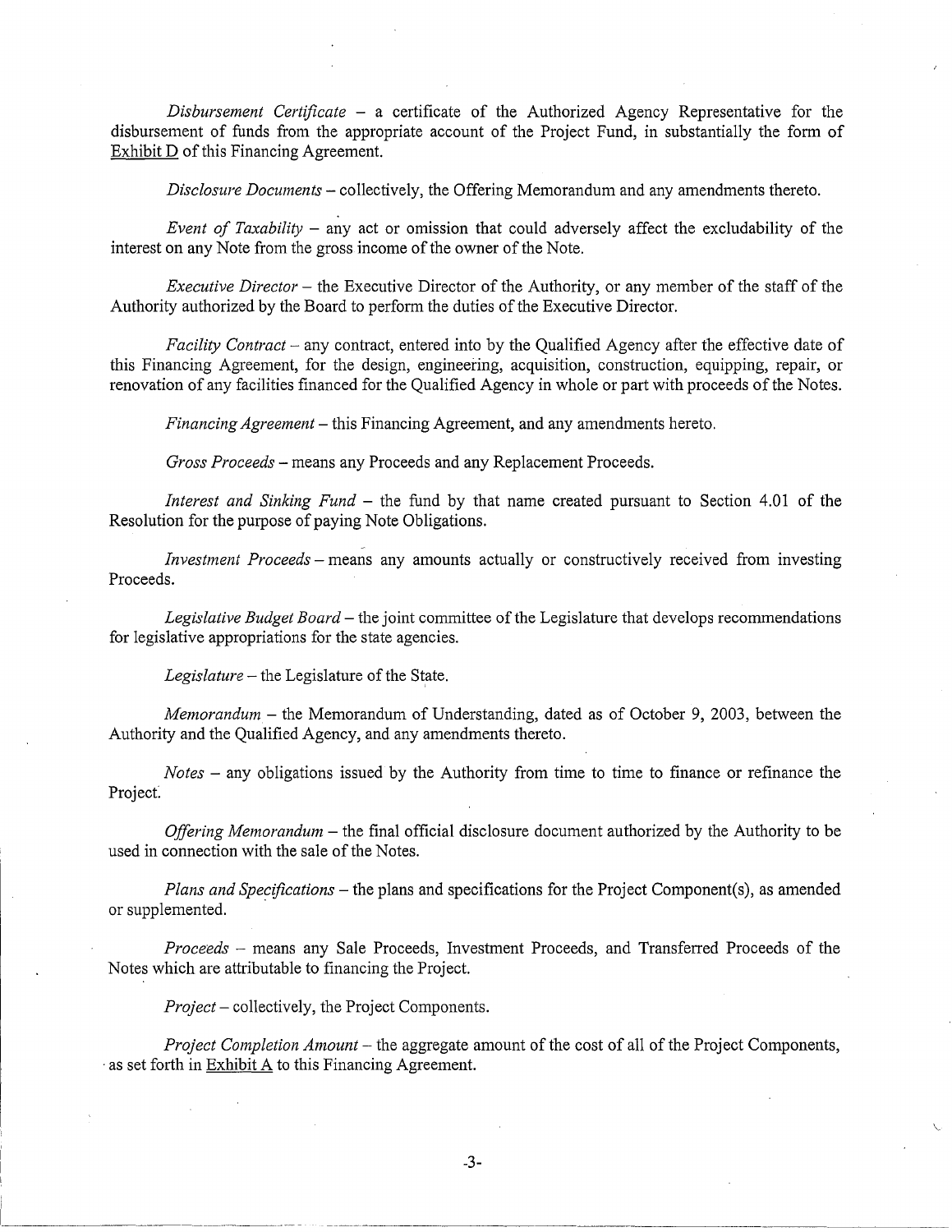*Disbursement Certificate* – a certificate of the Authorized Agency Representative for the disbursement of funds from the appropriate account of the Project Fund, in substantially the form of Exhibit D of this Financing Agreement.

*Disclosure Documents* – collectively, the Offering Memorandum and any amendments thereto.

*Event of Taxability* – any act or omission that could adversely affect the excludability of the interest on any Note from the gross income of the owner of the Note.

*Executive Director* – the Executive Director of the Authority, or any member of the staff of the Authority authorized by the Board to perform the duties of the Executive Director.

*Facility Contract* – any contract, entered into by the Qualified Agency after the effective date of this Financing Agreement, for the design, engineering, acquisition, construction, equipping, repair, or renovation of any facilities financed for the Qualified Agency in whole or part with proceeds of the Notes.

*Financing Agreement* – this Financing Agreement, and any amendments hereto.

*Gross Proceeds* – means any Proceeds and any Replacement Proceeds.

*Interest and Sinking Fund* – the fund by that name created pursuant to Section 4.01 of the Resolution for the purpose of paying Note Obligations.

*Investment Proceeds* – means any amounts actually or constructively received from investing Proceeds.

*Legislative Budget Board* – the joint committee of the Legislature that develops recommendations for legislative appropriations for the state agencies.

*Legislature* – the Legislature of the State.

*Memorandum* – the Memorandum of Understanding, dated as of October 9, 2003, between the Authority and the Qualified Agency, and any amendments thereto.

*Notes* – any obligations issued by the Authority from time to time to finance or refinance the Project.

*Offering Memorandum* – the final official disclosure document authorized by the Authority to be used in connection with the sale of the Notes.

*Plans and Specifications* – the plans and specifications for the Project Component(s), as amended or supplemented.

*Proceeds* – means any Sale Proceeds, Investment Proceeds, and Transferred Proceeds of the Notes which are attributable to financing the Project.

*Project* – collectively, the Project Components.

*Project Completion Amount* – the aggregate amount of the cost of all of the Project Components, as set forth in Exhibit A to this Financing Agreement.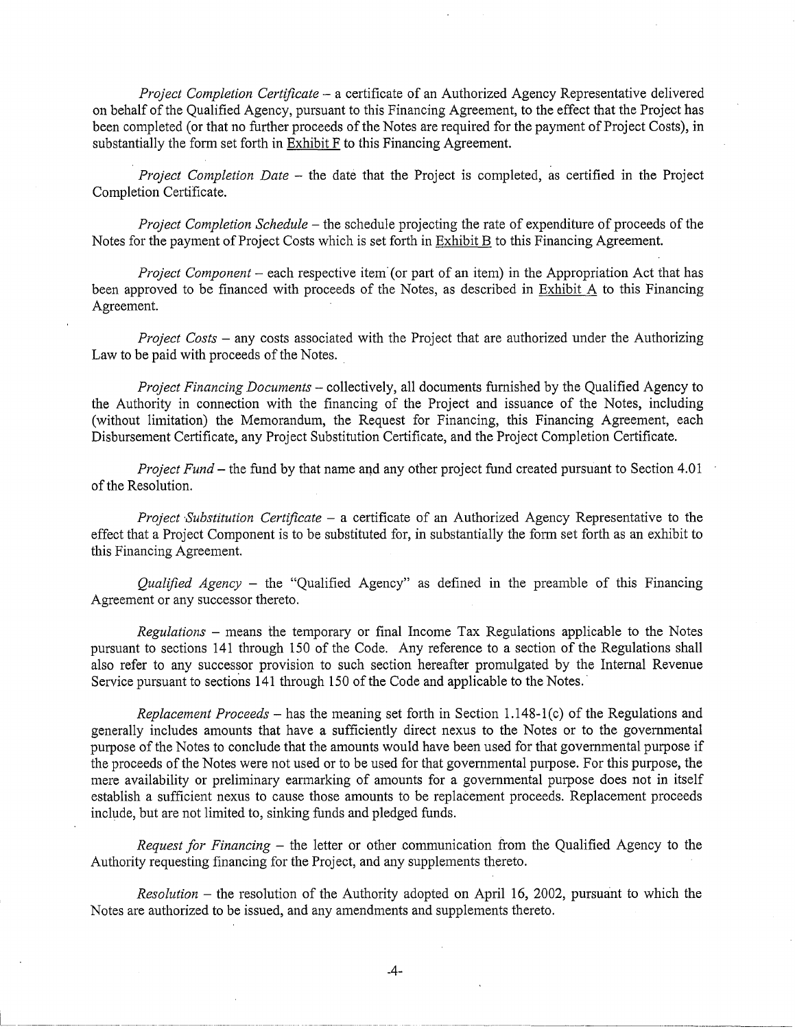*Project Completion Certificate* – a certificate of an Authorized Agency Representative delivered on behalf of the Qualified Agency, pursuant to this Financing Agreement, to the effect that the Project has been completed (or that no further proceeds of the Notes are required for the payment of Project Costs), in substantially the form set forth in Exhibit F to this Financing Agreement.

*Project Completion Date* – the date that the Project is completed, as certified in the Project Completion Certificate.

*Project Completion Schedule* – the schedule projecting the rate of expenditure of proceeds of the Notes for the payment of Project Costs which is set forth in Exhibit B to this Financing Agreement.

*Project Component* – each respective item (or part of an item) in the Appropriation Act that has been approved to be financed with proceeds of the Notes, as described in Exhibit A to this Financing Agreement.

*Project Costs* – any costs associated with the Project that are authorized under the Authorizing Law to be paid with proceeds of the Notes.

*Project Financing Documents* – collectively, all documents furnished by the Qualified Agency to the Authority in connection with the financing of the Project and issuance of the Notes, including (without limitation) the Memorandum, the Request for Financing, this Financing Agreement, each Disbursement Certificate, any Project Substitution Certificate, and the Project Completion Certificate.

*Project Fund* – the fund by that name and any other project fund created pursuant to Section 4.01 of the Resolution.

*Project Substitution Certificate* – a certificate of an Authorized Agency Representative to the effect that a Project Component is to be substituted for, in substantially the form set forth as an exhibit to this Financing Agreement.

*Qualified Agency* – the "Qualified Agency" as defined in the preamble of this Financing Agreement or any successor thereto.

*Regulations* – means the temporary or final Income Tax Regulations applicable to the Notes pursuant to sections 141 through 150 of the Code. Any reference to a section of the Regulations shall also refer to any successor provision to such section hereafter promulgated by the Internal Revenue Service pursuant to sections 141 through 150 of the Code and applicable to the Notes.

*Replacement Proceeds* – has the meaning set forth in Section 1.148-1(c) of the Regulations and generally includes amounts that have a sufficiently direct nexus to the Notes or to the governmental purpose of the Notes to conclude that the amounts would have been used for that governmental purpose if the proceeds of the Notes were not used or to be used for that governmental purpose. For this purpose, the mere availability or preliminary earmarking of amounts for a governmental purpose does not in itself establish a sufficient nexus to cause those amounts to be replacement proceeds. Replacement proceeds include, but are not limited to, sinking funds and pledged funds.

*Request for Financing* – the letter or other communication from the Qualified Agency to the Authority requesting financing for the Project, and any supplements thereto.

*Resolution* – the resolution of the Authority adopted on April 16, 2002, pursuant to which the Notes are authorized to be issued, and any amendments and supplements thereto.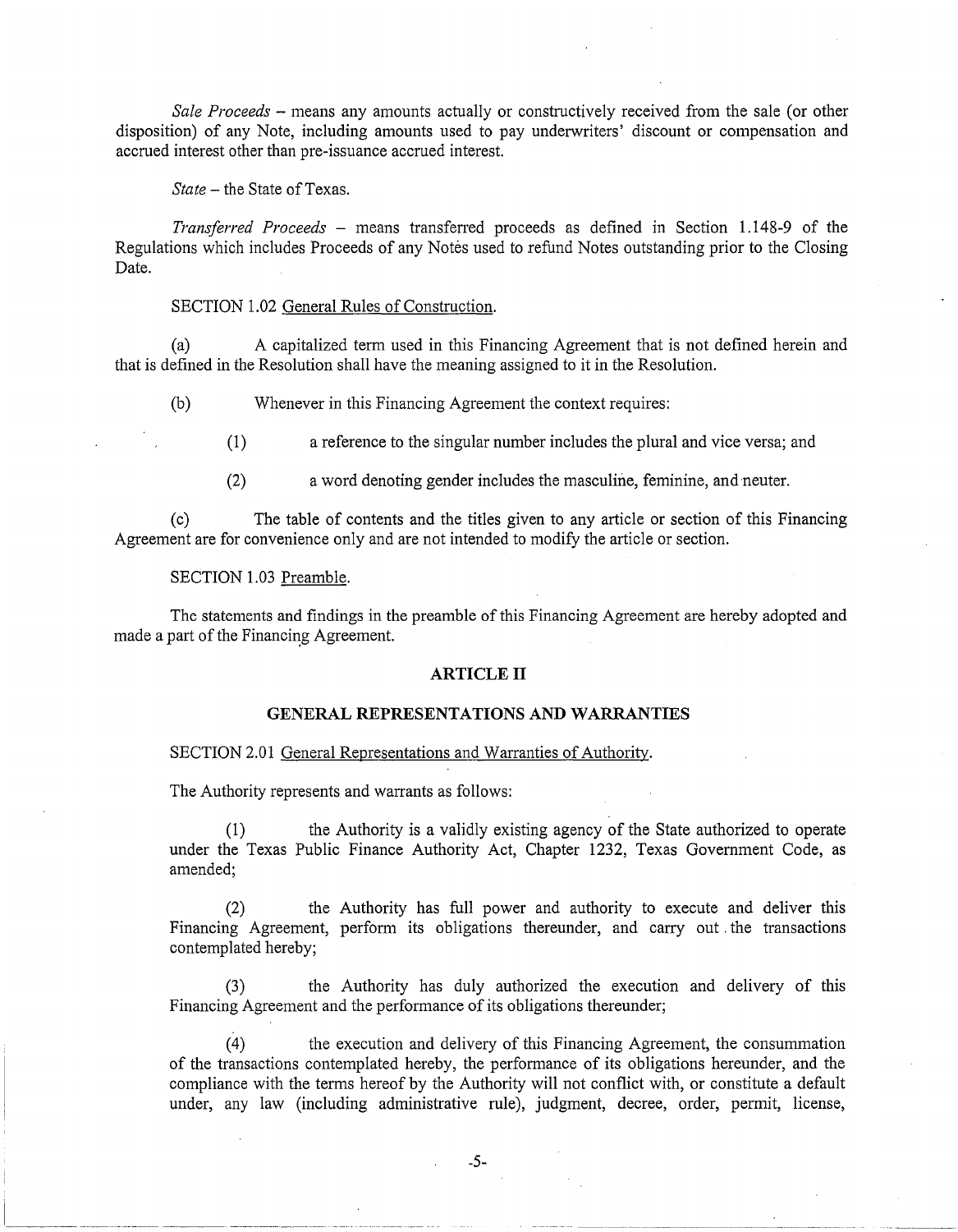*Sale Proceeds* – means any amounts actually or constructively received from the sale (or other disposition) of any Note, including amounts used to pay underwriters' discount or compensation and accrued interest other than pre-issuance accrued interest.

*State* – the State of Texas.

*Transferred Proceeds* – means transferred proceeds as defined in Section 1.148-9 of the Regulations which includes Proceeds of any Notes used to refund Notes outstanding prior to the Closing Date.

SECTION 1.02 General Rules of Construction.

(a) A capitalized term used in this Financing Agreement that is not defined herein and that is defined in the Resolution shall have the meaning assigned to it in the Resolution.

(b) Whenever in this Financing Agreement the context requires:

(1) a reference to the singular number includes the plural and vice versa; and

(2) a word denoting gender includes the masculine, feminine, and neuter.

(c) The table of contents and the titles given to any article or section of this Financing Agreement are for convenience only and are not intended to modify the article or section.

SECTION 1.03 Preamble.

The statements and findings in the preamble of this Financing Agreement are hereby adopted and made a part of the Financing Agreement.

## ARTICLE II

## GENERAL REPRESENTATIONS AND WARRANTIES

SECTION 2.01 General Representations and Warranties of Authority.

The Authority represents and warrants as follows:

(1) the Authority is a validly existing agency of the State authorized to operate under the Texas Public Finance Authority Act, Chapter 1232, Texas Government Code, as amended;

(2) the Authority has full power and authority to execute and deliver this Financing Agreement, perform its obligations thereunder, and carry out the transactions contemplated hereby;

(3) the Authority has duly authorized the execution and delivery of this Financing Agreement and the performance of its obligations thereunder;

(4) the execution and delivery of this Financing Agreement, the consummation of the transactions contemplated hereby, the performance of its obligations hereunder, and the compliance with the terms hereof by the Authority will not conflict with, or constitute a default under, any law (including administrative rule), judgment, decree, order, permit, license,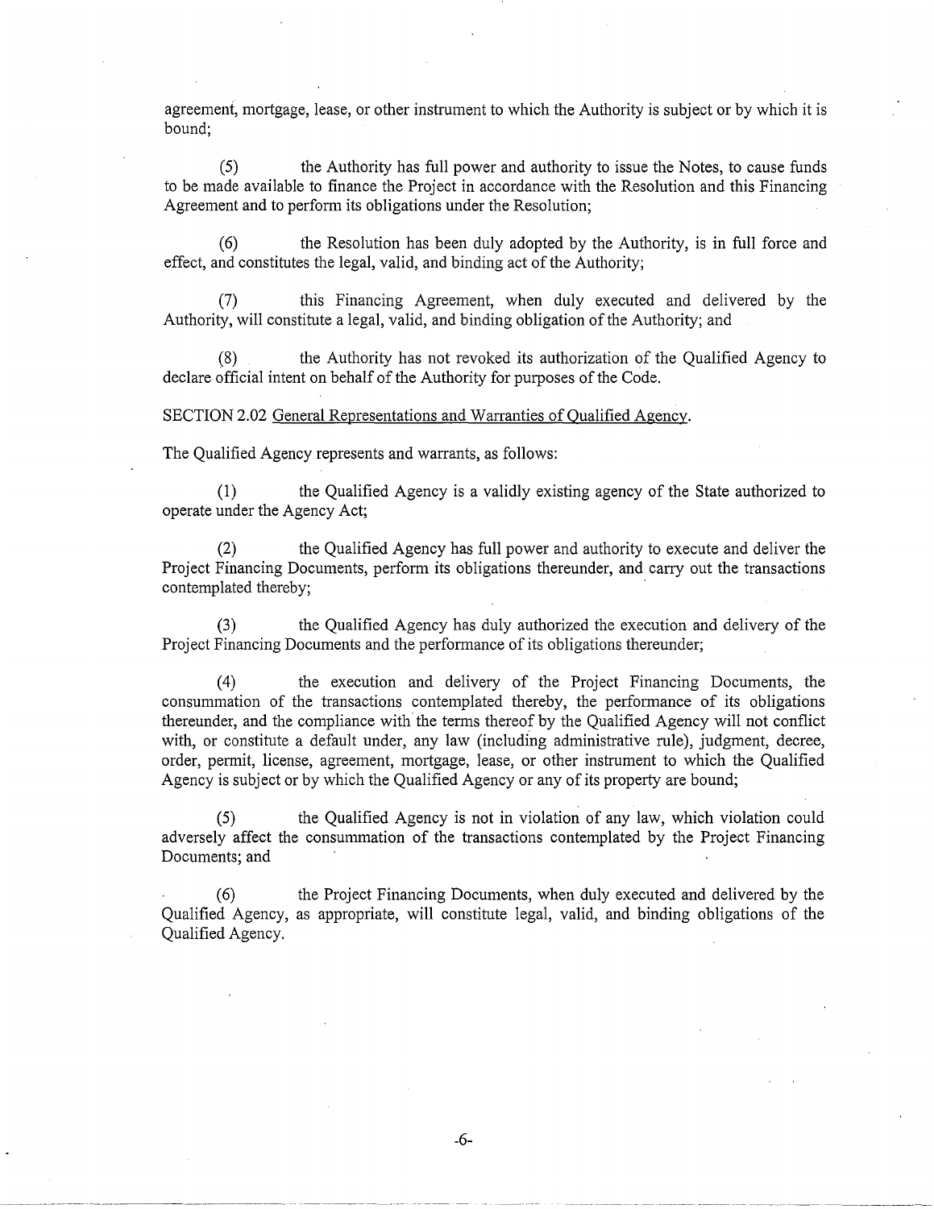agreement, mortgage, lease, or other instrument to which the Authority is subject or by which it is bound;

(5) the Authority has full power and authority to issue the Notes, to cause funds to be made available to finance the Project in accordance with the Resolution and this Financing Agreement and to perform its obligations under the Resolution;

(6) the Resolution has been duly adopted by the Authority, is in full force and effect, and constitutes the legal, valid, and binding act of the Authority;

(7) this Financing Agreement, when duly executed and delivered by the Authority, will constitute a legal, valid, and binding obligation of the Authority; and

(8) the Authority has not revoked its authorization of the Qualified Agency to declare official intent on behalf of the Authority for purposes of the Code.

SECTION 2.02 General Representations and Warranties of Qualified Agency.

The Qualified Agency represents and warrants, as follows:

(1) the Qualified Agency is a validly existing agency of the State authorized to operate under the Agency Act;

(2) the Qualified Agency has full power and authority to execute and deliver the Project Financing Documents, perform its obligations thereunder, and carry out the transactions contemplated thereby;

(3) the Qualified Agency has duly authorized the execution and delivery of the Project Financing Documents and the performance of its obligations thereunder;

(4) the execution and delivery of the Project Financing Documents, the consummation of the transactions contemplated thereby, the performance of its obligations thereunder, and the compliance with the terms thereof by the Qualified Agency will not conflict with, or constitute a default under, any law (including administrative rule), judgment, decree, order, permit, license, agreement, mortgage, lease, or other instrument to which the Qualified Agency is subject or by which the Qualified Agency or any of its property are bound;

(5) the Qualified Agency is not in violation of any law, which violation could adversely affect the consummation of the transactions contemplated by the Project Financing Documents; and

(6) the Project Financing Documents, when duly executed and delivered by the Qualified Agency, as appropriate, will constitute legal, valid, and binding obligations of the Qualified Agency.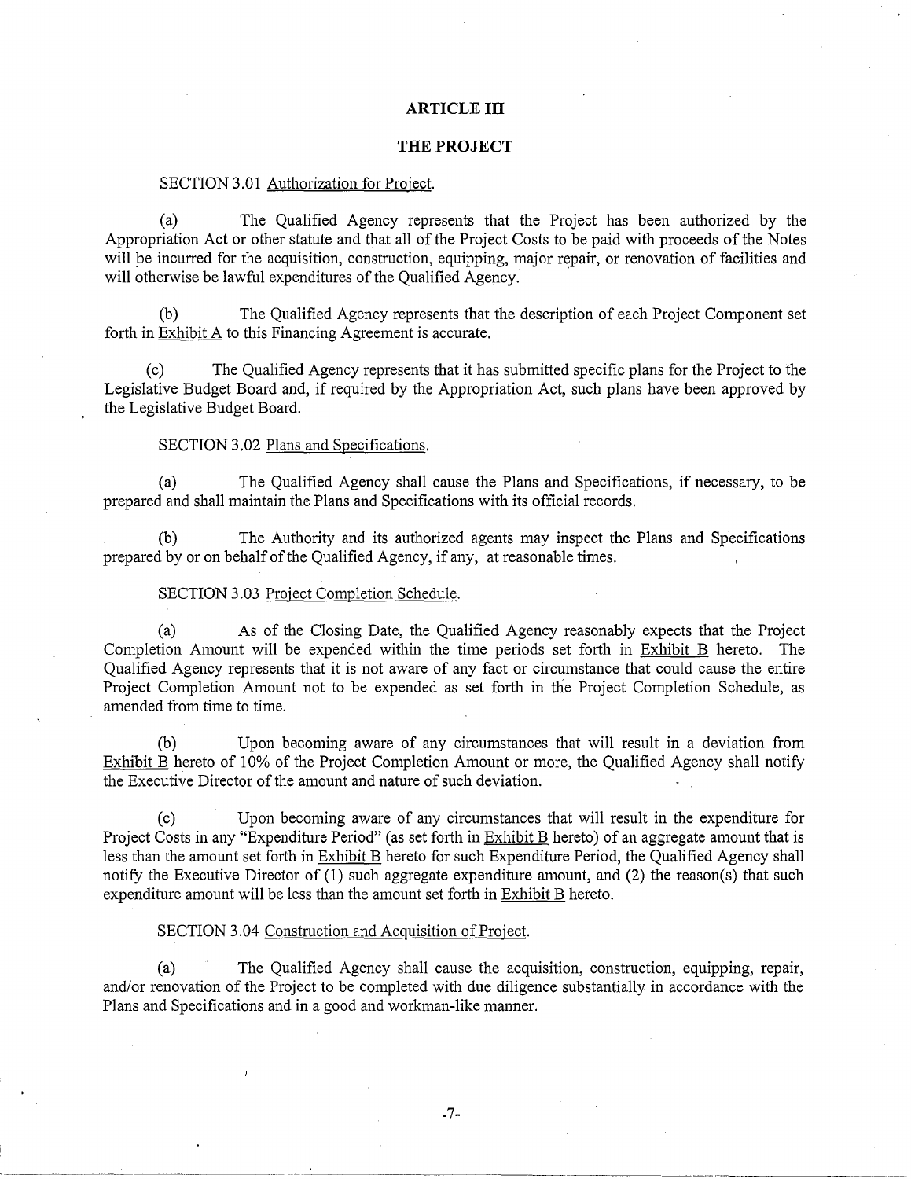# ARTICLE III

## THE PROJECT

SECTION 3.01 Authorization for Project.

(a) The Qualified Agency represents that the Project has been authorized by the Appropriation Act or other statute and that all of the Project Costs to be paid with proceeds of the Notes will be incurred for the acquisition, construction, equipping, major repair, or renovation of facilities and will otherwise be lawful expenditures of the Qualified Agency.

(b) The Qualified Agency represents that the description of each Project Component set forth in Exhibit A to this Financing Agreement is accurate.

(c) The Qualified Agency represents that it has submitted specific plans for the Project to the Legislative Budget Board and, if required by the Appropriation Act, such plans have been approved by the Legislative Budget Board.

SECTION 3.02 Plans and Specifications.

(a) The Qualified Agency shall cause the Plans and Specifications, if necessary, to be prepared and shall maintain the Plans and Specifications with its official records.

(b) The Authority and its authorized agents may inspect the Plans and Specifications prepared by or on behalf of the Qualified Agency, if any, at reasonable times.

SECTION 3.03 Project Completion Schedule.

(a) As of the Closing Date, the Qualified Agency reasonably expects that the Project Completion Amount will be expended within the time periods set forth in Exhibit B hereto. The Qualified Agency represents that it is not aware of any fact or circumstance that could cause the entire Project Completion Amount not to be expended as set forth in the Project Completion Schedule, as amended from time to time.

(b) Upon becoming aware of any circumstances that will result in a deviation from Exhibit B hereto of 10% of the Project Completion Amount or more, the Qualified Agency shall notify the Executive Director of the amount and nature of such deviation.

(c) Upon becoming aware of any circumstances that will result in the expenditure for Project Costs in any "Expenditure Period" (as set forth in Exhibit B hereto) of an aggregate amount that is less than the amount set forth in Exhibit B hereto for such Expenditure Period, the Qualified Agency shall notify the Executive Director of (1) such aggregate expenditure amount, and (2) the reason(s) that such expenditure amount will be less than the amount set forth in Exhibit B hereto.

SECTION 3.04 Construction and Acquisition of Project.

(a) The Qualified Agency shall cause the acquisition, construction, equipping, repair, and/or renovation of the Project to be completed with due diligence substantially in accordance with the Plans and Specifications and in a good and workman-like manner.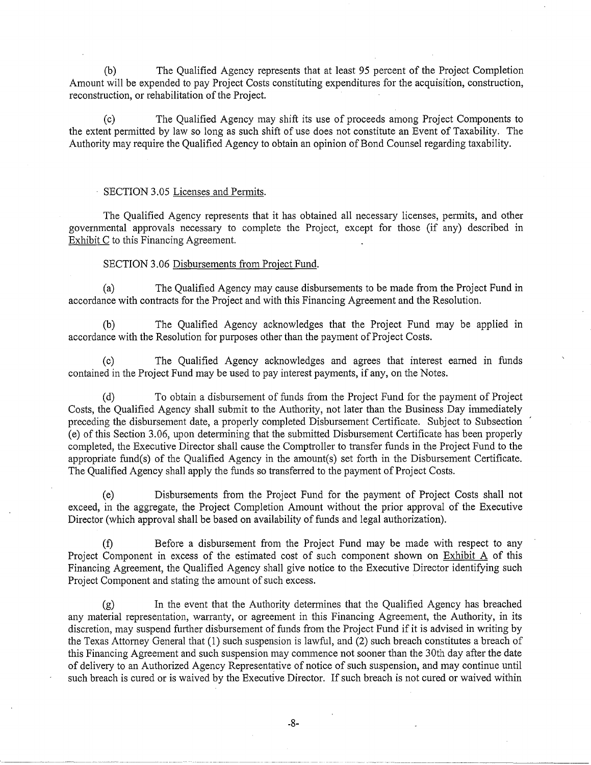(b) The Qualified Agency represents that at least 95 percent of the Project Completion Amount will be expended to pay Project Costs constituting expenditures for the acquisition, construction, reconstruction, or rehabilitation of the Project.

(c) The Qualified Agency may shift its use of proceeds among Project Components to the extent permitted by law so long as such shift of use does not constitute an Event of Taxability. The Authority may require the Qualified Agency to obtain an opinion of Bond Counsel regarding taxability.

SECTION 3.05 Licenses and Permits.

The Qualified Agency represents that it has obtained all necessary licenses, permits, and other governmental approvals necessary to complete the Project, except for those (if any) described in Exhibit C to this Financing Agreement.

SECTION 3.06 Disbursements from Project Fund.

(a) The Qualified Agency may cause disbursements to be made from the Project Fund in accordance with contracts for the Project and with this Financing Agreement and the Resolution.

(b) The Qualified Agency acknowledges that the Project Fund may be applied in accordance with the Resolution for purposes other than the payment of Project Costs.

(c) The Qualified Agency acknowledges and agrees that interest earned in funds contained in the Project Fund may be used to pay interest payments, if any, on the Notes.

(d) To obtain a disbursement of funds from the Project Fund for the payment of Project Costs, the Qualified Agency shall submit to the Authority, not later than the Business Day immediately preceding the disbursement date, a properly completed Disbursement Certificate. Subject to Subsection (e) of this Section 3.06, upon determining that the submitted Disbursement Certificate has been properly completed, the Executive Director shall cause the Comptroller to transfer funds in the Project Fund to the appropriate fund(s) of the Qualified Agency in the amount(s) set forth in the Disbursement Certificate. The Qualified Agency shall apply the funds so transferred to the payment of Project Costs.

(e) Disbursements from the Project Fund for the payment of Project Costs shall not exceed, in the aggregate, the Project Completion Amount without the prior approval of the Executive Director (which approval shall be based on availability of funds and legal authorization).

(f) Before a disbursement from the Project Fund may be made with respect to any Project Component in excess of the estimated cost of such component shown on Exhibit A of this Financing Agreement, the Qualified Agency shall give notice to the Executive Director identifying such Project Component and stating the amount of such excess.

(g) In the event that the Authority determines that the Qualified Agency has breached any material representation, warranty, or agreement in this Financing Agreement, the Authority, in its discretion, may suspend further disbursement of funds from the Project Fund if it is advised in writing by the Texas Attorney General that (1) such suspension is lawful, and (2) such breach constitutes a breach of this Financing Agreement and such suspension may commence not sooner than the 30th day after the date of delivery to an Authorized Agency Representative of notice of such suspension, and may continue until such breach is cured or is waived by the Executive Director. If such breach is not cured or waived within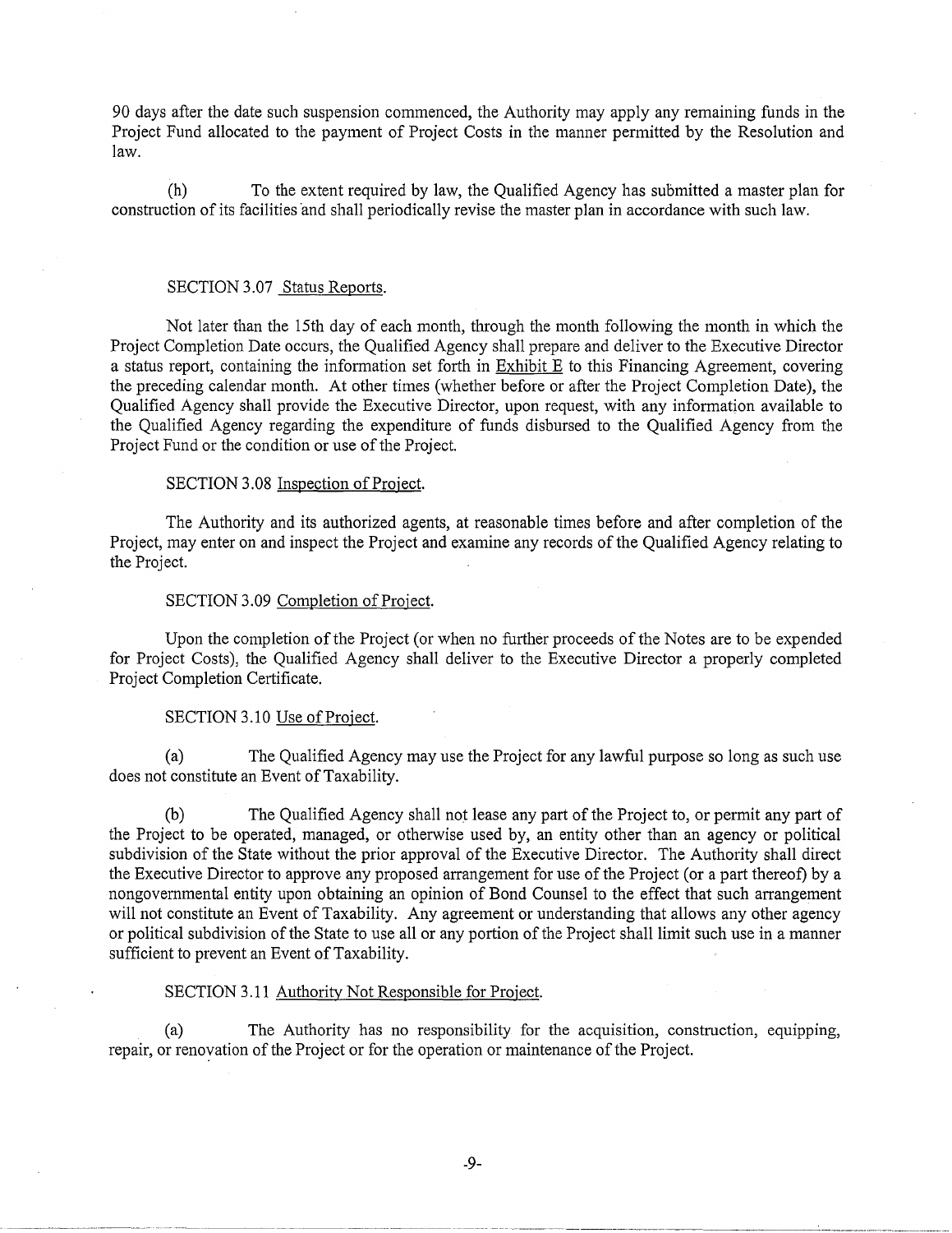90 days after the date such suspension commenced, the Authority may apply any remaining funds in the Project Fund allocated to the payment of Project Costs in the manner permitted by the Resolution and law.

(h) To the extent required by law, the Qualified Agency has submitted a master plan for construction of its facilities and shall periodically revise the master plan in accordance with such law.

SECTION 3.07 Status Reports.

Not later than the 15th day of each month, through the month following the month in which the Project Completion Date occurs, the Qualified Agency shall prepare and deliver to the Executive Director a status report, containing the information set forth in Exhibit E to this Financing Agreement, covering the preceding calendar month. At other times (whether before or after the Project Completion Date), the Qualified Agency shall provide the Executive Director, upon request, with any information available to the Qualified Agency regarding the expenditure of funds disbursed to the Qualified Agency from the Project Fund or the condition or use of the Project.

SECTION 3.08 Inspection of Project.

The Authority and its authorized agents, at reasonable times before and after completion of the Project, may enter on and inspect the Project and examine any records of the Qualified Agency relating to the Project.

SECTION 3.09 Completion of Project.

Upon the completion of the Project (or when no further proceeds of the Notes are to be expended for Project Costs), the Qualified Agency shall deliver to the Executive Director a properly completed Project Completion Certificate.

SECTION 3.10 Use of Project.

(a) The Qualified Agency may use the Project for any lawful purpose so long as such use does not constitute an Event of Taxability.

(b) The Qualified Agency shall not lease any part of the Project to, or permit any part of the Project to be operated, managed, or otherwise used by, an entity other than an agency or political subdivision of the State without the prior approval of the Executive Director. The Authority shall direct the Executive Director to approve any proposed arrangement for use of the Project (or a part thereof) by a nongovernmental entity upon obtaining an opinion of Bond Counsel to the effect that such arrangement will not constitute an Event of Taxability. Any agreement or understanding that allows any other agency or political subdivision of the State to use all or any portion of the Project shall limit such use in a manner sufficient to prevent an Event of Taxability.

SECTION 3.11 Authority Not Responsible for Project.

(a) The Authority has no responsibility for the acquisition, construction, equipping, repair, or renovation of the Project or for the operation or maintenance of the Project.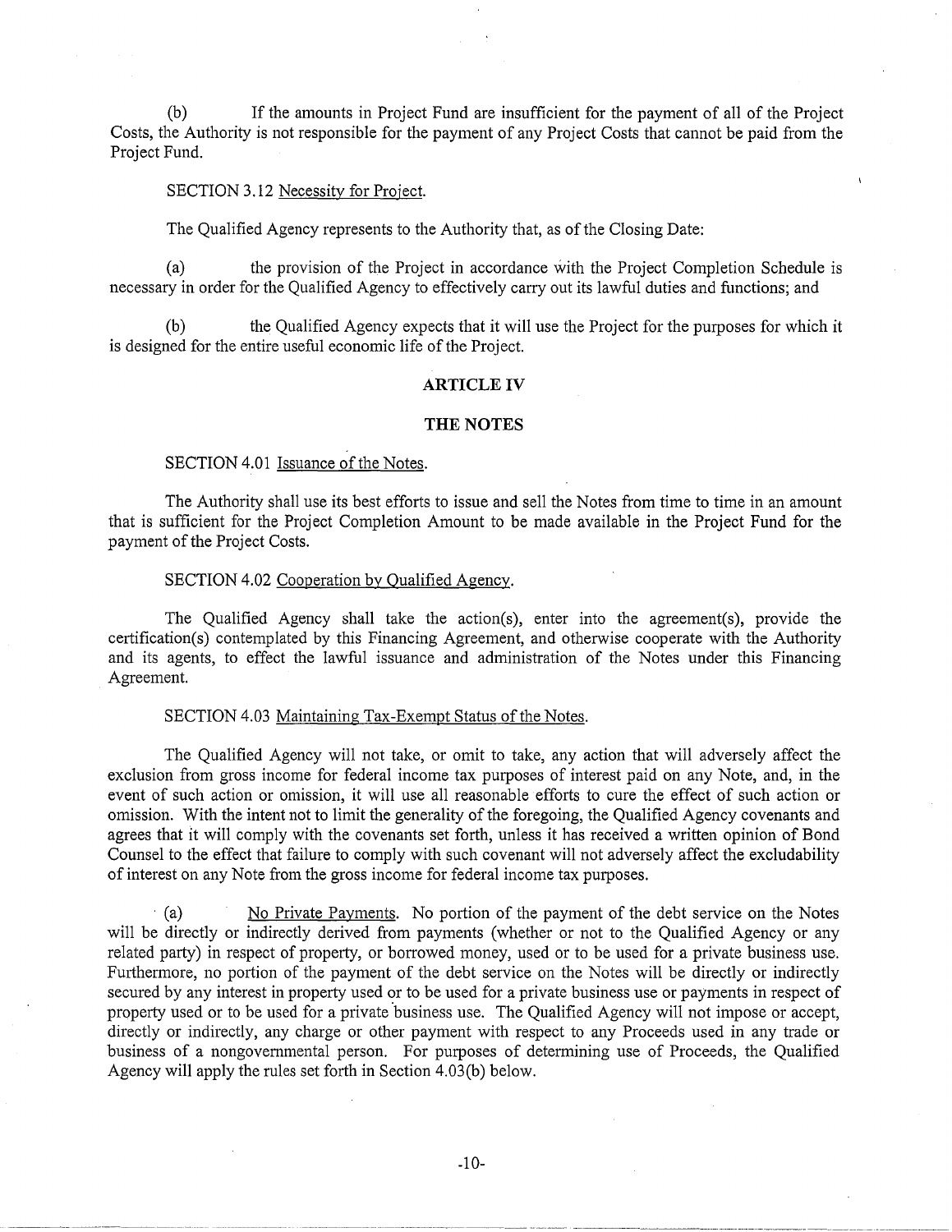(b) If the amounts in Project Fund are insufficient for the payment of all of the Project Costs, the Authority is not responsible for the payment of any Project Costs that cannot be paid from the Project Fund.

SECTION 3.12 Necessity for Project.

The Qualified Agency represents to the Authority that, as of the Closing Date:

(a) the provision of the Project in accordance with the Project Completion Schedule is necessary in order for the Qualified Agency to effectively carry out its lawful duties and functions; and

(b) the Qualified Agency expects that it will use the Project for the purposes for which it is designed for the entire useful economic life of the Project.

## ARTICLE IV

## THE NOTES

SECTION 4.01 Issuance of the Notes.

The Authority shall use its best efforts to issue and sell the Notes from time to time in an amount that is sufficient for the Project Completion Amount to be made available in the Project Fund for the payment of the Project Costs.

SECTION 4.02 Cooperation by Qualified Agency.

The Qualified Agency shall take the action(s), enter into the agreement(s), provide the certification(s) contemplated by this Financing Agreement, and otherwise cooperate with the Authority and its agents, to effect the lawful issuance and administration of the Notes under this Financing Agreement.

SECTION 4.03 Maintaining Tax-Exempt Status of the Notes.

The Qualified Agency will not take, or omit to take, any action that will adversely affect the exclusion from gross income for federal income tax purposes of interest paid on any Note, and, in the event of such action or omission, it will use all reasonable efforts to cure the effect of such action or omission. With the intent not to limit the generality of the foregoing, the Qualified Agency covenants and agrees that it will comply with the covenants set forth, unless it has received a written opinion of Bond Counsel to the effect that failure to comply with such covenant will not adversely affect the excludability of interest on any Note from the gross income for federal income tax purposes.

(a) No Private Payments. No portion of the payment of the debt service on the Notes will be directly or indirectly derived from payments (whether or not to the Qualified Agency or any related party) in respect of property, or borrowed money, used or to be used for a private business use. Furthermore, no portion of the payment of the debt service on the Notes will be directly or indirectly secured by any interest in property used or to be used for a private business use or payments in respect of property used or to be used for a private business use. The Qualified Agency will not impose or accept, directly or indirectly, any charge or other payment with respect to any Proceeds used in any trade or business of a nongovernmental person. For purposes of determining use of Proceeds, the Qualified Agency will apply the rules set forth in Section 4.03(b) below.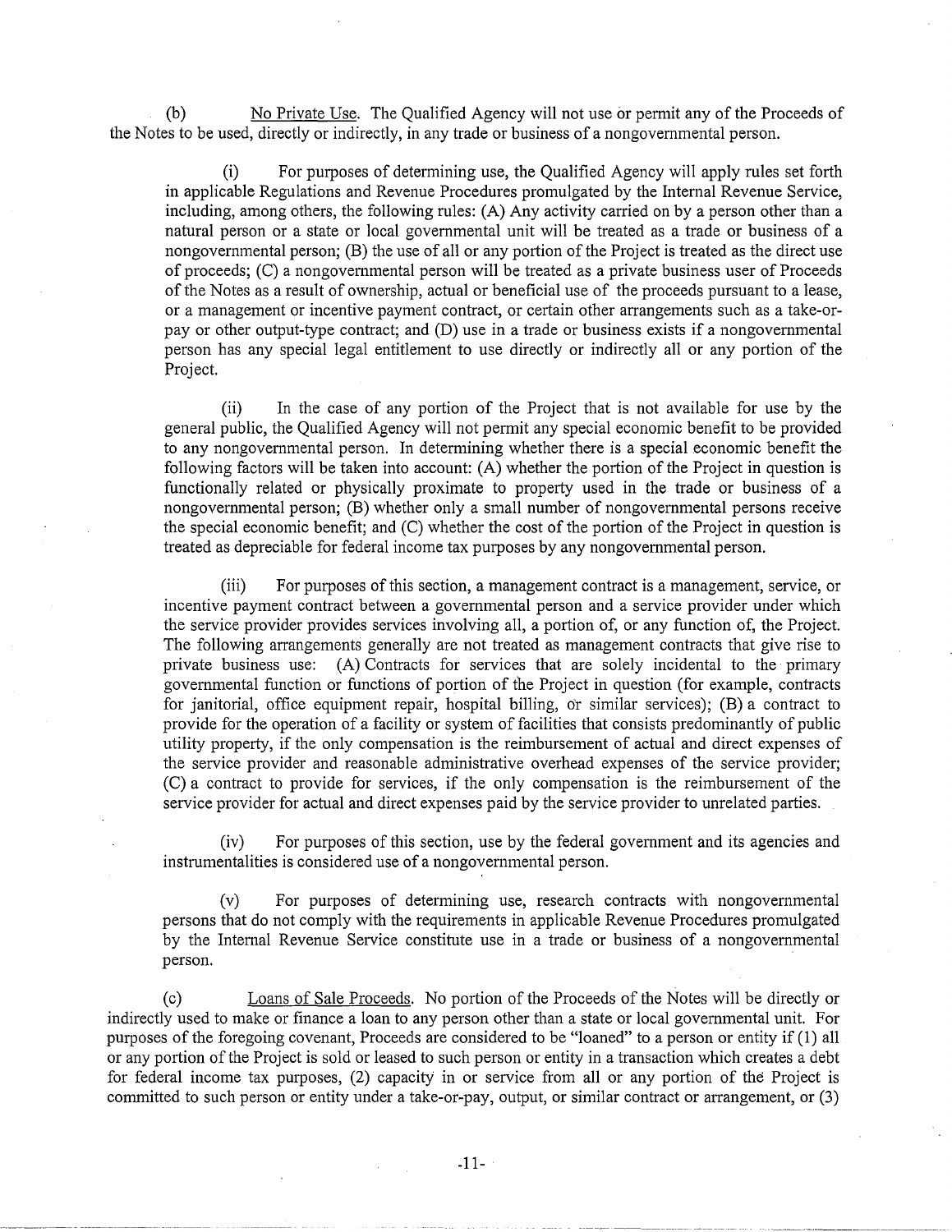(b) <u>No Private Use</u>. The Qualified Agency will not use or permit any of the Proceeds of the Notes to be used, directly or indirectly, in any trade or business of a nongovernmental person.

(i) For purposes of determining use, the Qualified Agency will apply rules set forth in applicable Regulations and Revenue Procedures promulgated by the Internal Revenue Service, including, among others, the following rules: (A) Any activity carried on by a person other than a natural person or a state or local governmental unit will be treated as a trade or business of a nongovernmental person; (B) the use of all or any portion of the Project is treated as the direct use of proceeds; (C) a nongovernmental person will be treated as a private business user of Proceeds of the Notes as a result of ownership, actual or beneficial use of the proceeds pursuant to a lease, or a management or incentive payment contract, or certain other arrangements such as a take-or-pay or other output-type contract; and (D) use in a trade or business exists if a nongovernmental person has any special legal entitlement to use directly or indirectly all or any portion of the Project.

(ii) In the case of any portion of the Project that is not available for use by the general public, the Qualified Agency will not permit any special economic benefit to be provided to any nongovernmental person. In determining whether there is a special economic benefit the following factors will be taken into account: (A) whether the portion of the Project in question is functionally related or physically proximate to property used in the trade or business of a nongovernmental person; (B) whether only a small number of nongovernmental persons receive the special economic benefit; and (C) whether the cost of the portion of the Project in question is treated as depreciable for federal income tax purposes by any nongovernmental person.

(iii) For purposes of this section, a management contract is a management, service, or incentive payment contract between a governmental person and a service provider under which the service provider provides services involving all, a portion of, or any function of, the Project. The following arrangements generally are not treated as management contracts that give rise to private business use: (A) Contracts for services that are solely incidental to the primary governmental function or functions of portion of the Project in question (for example, contracts for janitorial, office equipment repair, hospital billing, or similar services); (B) a contract to provide for the operation of a facility or system of facilities that consists predominantly of public utility property, if the only compensation is the reimbursement of actual and direct expenses of the service provider and reasonable administrative overhead expenses of the service provider; (C) a contract to provide for services, if the only compensation is the reimbursement of the service provider for actual and direct expenses paid by the service provider to unrelated parties.

(iv) For purposes of this section, use by the federal government and its agencies and instrumentalities is considered use of a nongovernmental person.

(v) For purposes of determining use, research contracts with nongovernmental persons that do not comply with the requirements in applicable Revenue Procedures promulgated by the Internal Revenue Service constitute use in a trade or business of a nongovernmental person.

(c) <u>Loans of Sale Proceeds</u>. No portion of the Proceeds of the Notes will be directly or indirectly used to make or finance a loan to any person other than a state or local governmental unit. For purposes of the foregoing covenant, Proceeds are considered to be "loaned" to a person or entity if (1) all or any portion of the Project is sold or leased to such person or entity in a transaction which creates a debt for federal income tax purposes, (2) capacity in or service from all or any portion of the Project is committed to such person or entity under a take-or-pay, output, or similar contract or arrangement, or (3)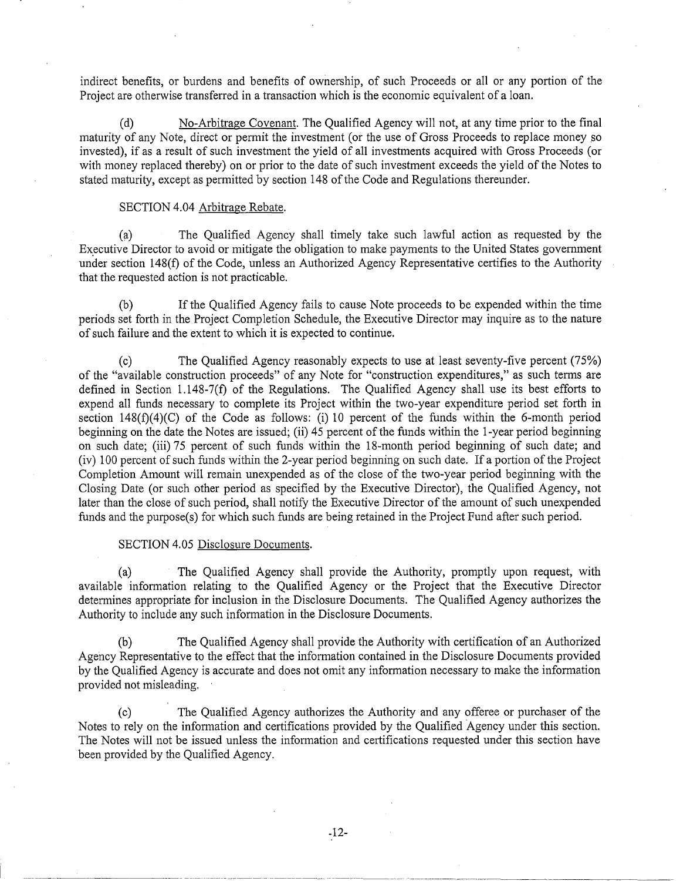indirect benefits, or burdens and benefits of ownership, of such Proceeds or all or any portion of the Project are otherwise transferred in a transaction which is the economic equivalent of a loan.

(d) No-Arbitrage Covenant. The Qualified Agency will not, at any time prior to the final maturity of any Note, direct or permit the investment (or the use of Gross Proceeds to replace money so invested), if as a result of such investment the yield of all investments acquired with Gross Proceeds (or with money replaced thereby) on or prior to the date of such investment exceeds the yield of the Notes to stated maturity, except as permitted by section 148 of the Code and Regulations thereunder.

SECTION 4.04 Arbitrage Rebate.

(a) The Qualified Agency shall timely take such lawful action as requested by the Executive Director to avoid or mitigate the obligation to make payments to the United States government under section 148(f) of the Code, unless an Authorized Agency Representative certifies to the Authority that the requested action is not practicable.

(b) If the Qualified Agency fails to cause Note proceeds to be expended within the time periods set forth in the Project Completion Schedule, the Executive Director may inquire as to the nature of such failure and the extent to which it is expected to continue.

(c) The Qualified Agency reasonably expects to use at least seventy-five percent (75%) of the "available construction proceeds" of any Note for "construction expenditures," as such terms are defined in Section 1.148-7(f) of the Regulations. The Qualified Agency shall use its best efforts to expend all funds necessary to complete its Project within the two-year expenditure period set forth in section 148(f)(4)(C) of the Code as follows: (i) 10 percent of the funds within the 6-month period beginning on the date the Notes are issued; (ii) 45 percent of the funds within the 1-year period beginning on such date; (iii) 75 percent of such funds within the 18-month period beginning of such date; and (iv) 100 percent of such funds within the 2-year period beginning on such date. If a portion of the Project Completion Amount will remain unexpended as of the close of the two-year period beginning with the Closing Date (or such other period as specified by the Executive Director), the Qualified Agency, not later than the close of such period, shall notify the Executive Director of the amount of such unexpended funds and the purpose(s) for which such funds are being retained in the Project Fund after such period.

SECTION 4.05 Disclosure Documents.

(a) The Qualified Agency shall provide the Authority, promptly upon request, with available information relating to the Qualified Agency or the Project that the Executive Director determines appropriate for inclusion in the Disclosure Documents. The Qualified Agency authorizes the Authority to include any such information in the Disclosure Documents.

(b) The Qualified Agency shall provide the Authority with certification of an Authorized Agency Representative to the effect that the information contained in the Disclosure Documents provided by the Qualified Agency is accurate and does not omit any information necessary to make the information provided not misleading.

(c) The Qualified Agency authorizes the Authority and any offeree or purchaser of the Notes to rely on the information and certifications provided by the Qualified Agency under this section. The Notes will not be issued unless the information and certifications requested under this section have been provided by the Qualified Agency.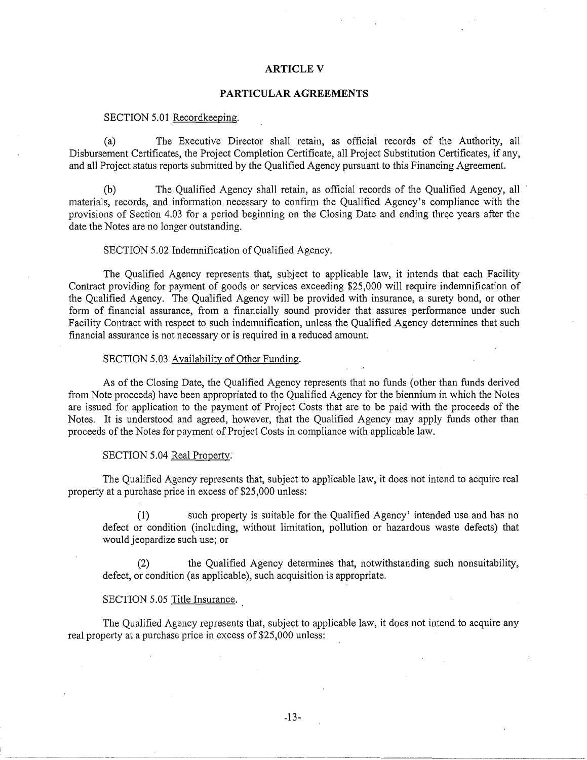## ARTICLE V

## PARTICULAR AGREEMENTS

SECTION 5.01 Recordkeeping.

(a) The Executive Director shall retain, as official records of the Authority, all Disbursement Certificates, the Project Completion Certificate, all Project Substitution Certificates, if any, and all Project status reports submitted by the Qualified Agency pursuant to this Financing Agreement.

(b) The Qualified Agency shall retain, as official records of the Qualified Agency, all materials, records, and information necessary to confirm the Qualified Agency's compliance with the provisions of Section 4.03 for a period beginning on the Closing Date and ending three years after the date the Notes are no longer outstanding.

SECTION 5.02 Indemnification of Qualified Agency.

The Qualified Agency represents that, subject to applicable law, it intends that each Facility Contract providing for payment of goods or services exceeding $25,000 will require indemnification of the Qualified Agency. The Qualified Agency will be provided with insurance, a surety bond, or other form of financial assurance, from a financially sound provider that assures performance under such Facility Contract with respect to such indemnification, unless the Qualified Agency determines that such financial assurance is not necessary or is required in a reduced amount.

SECTION 5.03 Availability of Other Funding.

As of the Closing Date, the Qualified Agency represents that no funds (other than funds derived from Note proceeds) have been appropriated to the Qualified Agency for the biennium in which the Notes are issued for application to the payment of Project Costs that are to be paid with the proceeds of the Notes. It is understood and agreed, however, that the Qualified Agency may apply funds other than proceeds of the Notes for payment of Project Costs in compliance with applicable law.

SECTION 5.04 Real Property.

The Qualified Agency represents that, subject to applicable law, it does not intend to acquire real property at a purchase price in excess of $25,000 unless:

(1) such property is suitable for the Qualified Agency' intended use and has no defect or condition (including, without limitation, pollution or hazardous waste defects) that would jeopardize such use; or

(2) the Qualified Agency determines that, notwithstanding such nonsuitability, defect, or condition (as applicable), such acquisition is appropriate.

SECTION 5.05 Title Insurance.

The Qualified Agency represents that, subject to applicable law, it does not intend to acquire any real property at a purchase price in excess of $25,000 unless: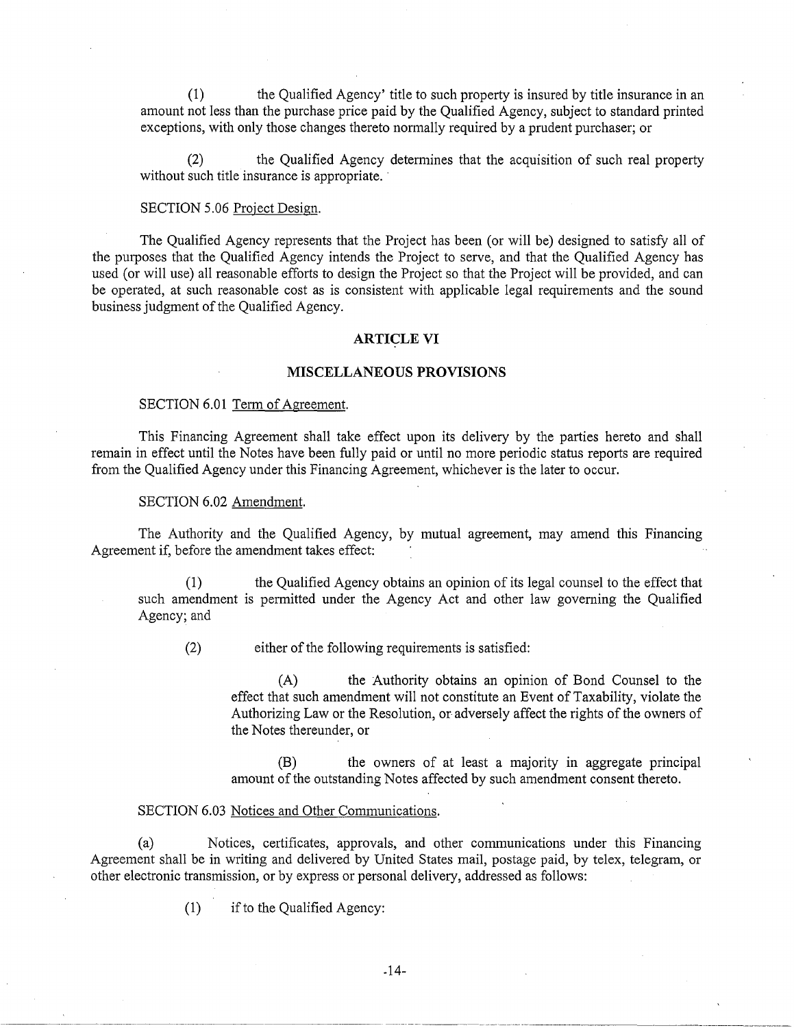(1) the Qualified Agency' title to such property is insured by title insurance in an amount not less than the purchase price paid by the Qualified Agency, subject to standard printed exceptions, with only those changes thereto normally required by a prudent purchaser; or

(2) the Qualified Agency determines that the acquisition of such real property without such title insurance is appropriate.

SECTION 5.06 Project Design.

The Qualified Agency represents that the Project has been (or will be) designed to satisfy all of the purposes that the Qualified Agency intends the Project to serve, and that the Qualified Agency has used (or will use) all reasonable efforts to design the Project so that the Project will be provided, and can be operated, at such reasonable cost as is consistent with applicable legal requirements and the sound business judgment of the Qualified Agency.

## ARTICLE VI

## MISCELLANEOUS PROVISIONS

SECTION 6.01 Term of Agreement.

This Financing Agreement shall take effect upon its delivery by the parties hereto and shall remain in effect until the Notes have been fully paid or until no more periodic status reports are required from the Qualified Agency under this Financing Agreement, whichever is the later to occur.

SECTION 6.02 Amendment.

The Authority and the Qualified Agency, by mutual agreement, may amend this Financing Agreement if, before the amendment takes effect:

(1) the Qualified Agency obtains an opinion of its legal counsel to the effect that such amendment is permitted under the Agency Act and other law governing the Qualified Agency; and

(2) either of the following requirements is satisfied:

(A) the Authority obtains an opinion of Bond Counsel to the effect that such amendment will not constitute an Event of Taxability, violate the Authorizing Law or the Resolution, or adversely affect the rights of the owners of the Notes thereunder, or

(B) the owners of at least a majority in aggregate principal amount of the outstanding Notes affected by such amendment consent thereto.

SECTION 6.03 Notices and Other Communications.

(a) Notices, certificates, approvals, and other communications under this Financing Agreement shall be in writing and delivered by United States mail, postage paid, by telex, telegram, or other electronic transmission, or by express or personal delivery, addressed as follows:

(1) if to the Qualified Agency: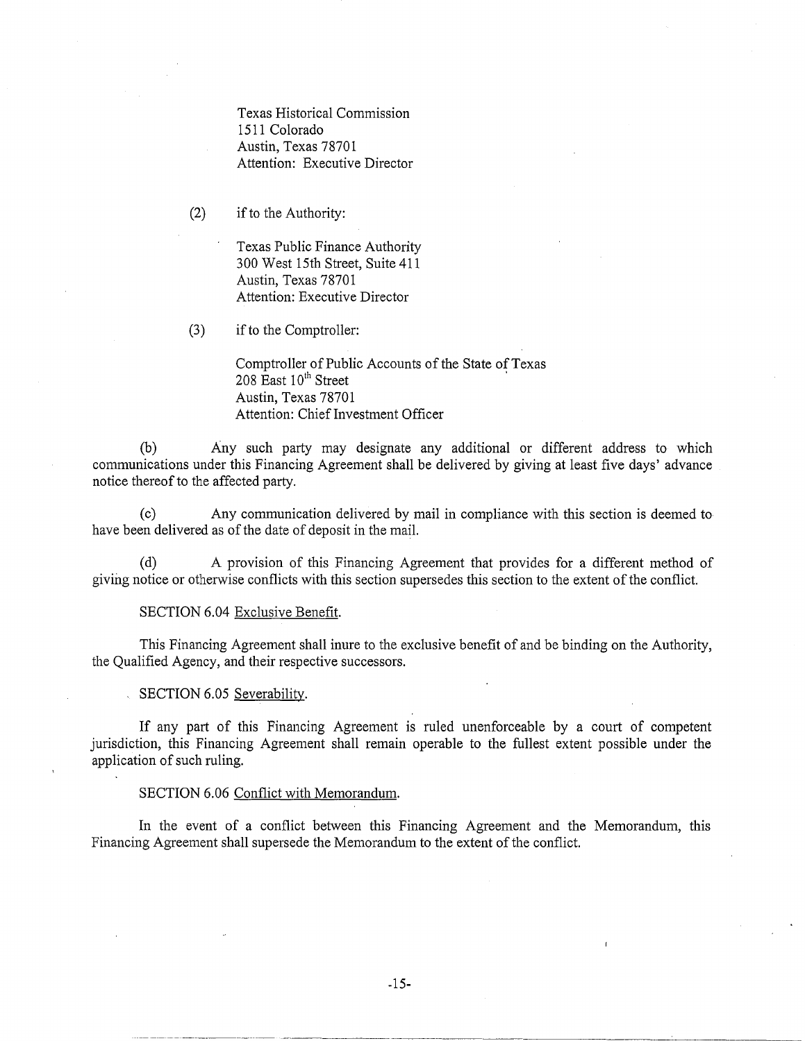Texas Historical Commission
1511 Colorado
Austin, Texas 78701
Attention: Executive Director

(2) if to the Authority:

Texas Public Finance Authority
300 West 15th Street, Suite 411
Austin, Texas 78701
Attention: Executive Director

(3) if to the Comptroller:

Comptroller of Public Accounts of the State of Texas
208 East 10th Street
Austin, Texas 78701
Attention: Chief Investment Officer

(b) Any such party may designate any additional or different address to which communications under this Financing Agreement shall be delivered by giving at least five days' advance notice thereof to the affected party.

(c) Any communication delivered by mail in compliance with this section is deemed to have been delivered as of the date of deposit in the mail.

(d) A provision of this Financing Agreement that provides for a different method of giving notice or otherwise conflicts with this section supersedes this section to the extent of the conflict.

SECTION 6.04 Exclusive Benefit.

This Financing Agreement shall inure to the exclusive benefit of and be binding on the Authority, the Qualified Agency, and their respective successors.

SECTION 6.05 Severability.

If any part of this Financing Agreement is ruled unenforceable by a court of competent jurisdiction, this Financing Agreement shall remain operable to the fullest extent possible under the application of such ruling.

SECTION 6.06 Conflict with Memorandum.

In the event of a conflict between this Financing Agreement and the Memorandum, this Financing Agreement shall supersede the Memorandum to the extent of the conflict.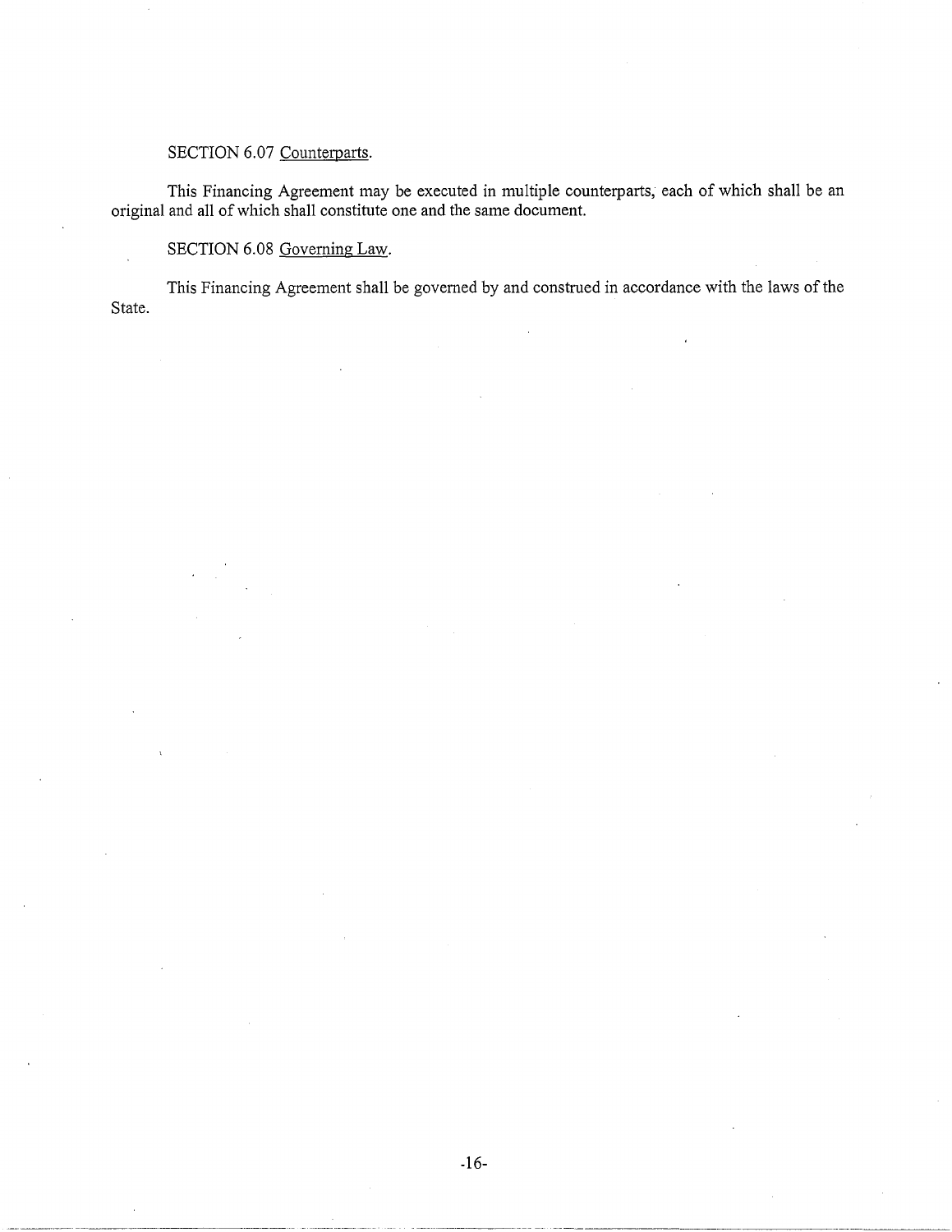SECTION 6.07 Counterparts.

This Financing Agreement may be executed in multiple counterparts, each of which shall be an original and all of which shall constitute one and the same document.

SECTION 6.08 Governing Law.

This Financing Agreement shall be governed by and construed in accordance with the laws of the State.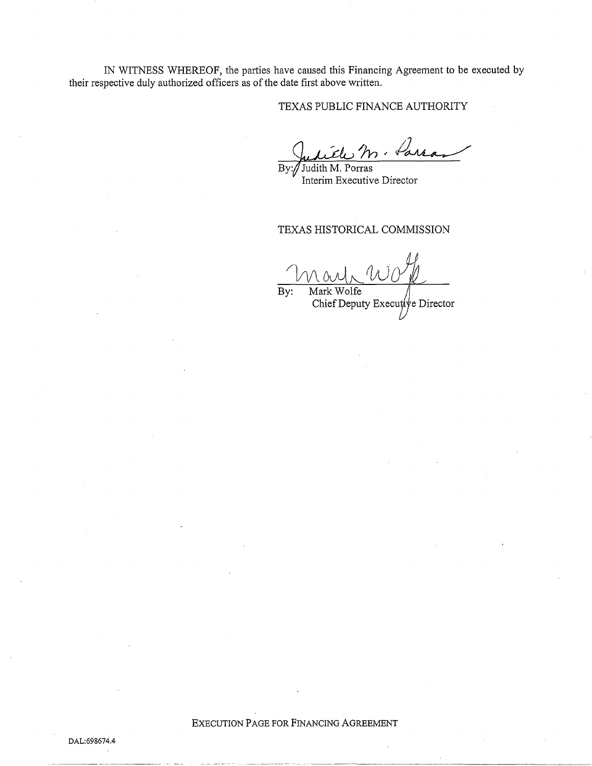IN WITNESS WHEREOF, the parties have caused this Financing Agreement to be executed by their respective duly authorized officers as of the date first above written.

TEXAS PUBLIC FINANCE AUTHORITY

By: Judith M. Porras
Interim Executive Director

TEXAS HISTORICAL COMMISSION

By: Mark Wolfe
Chief Deputy Executive Director

EXECUTION PAGE FOR FINANCING AGREEMENT

DAL:698674.4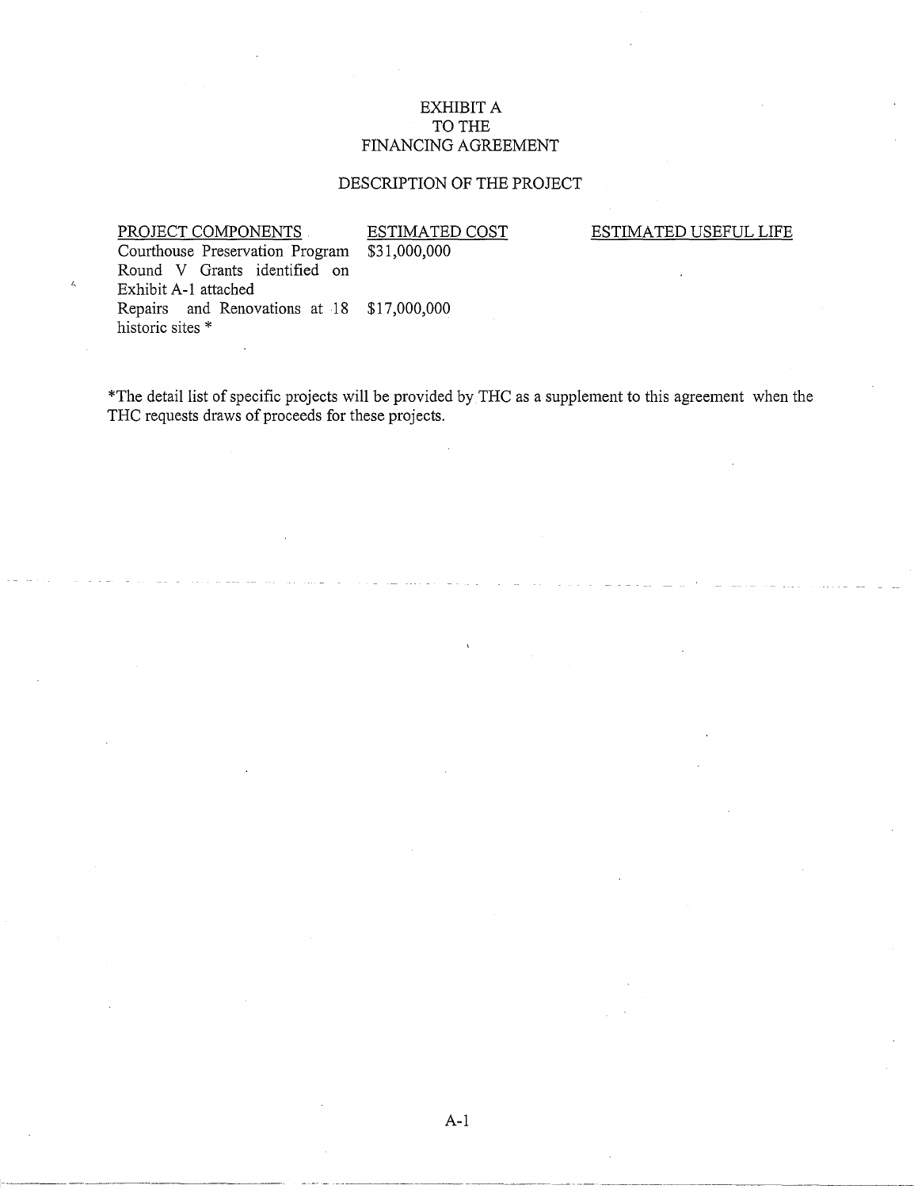# EXHIBIT A
# TO THE
# FINANCING AGREEMENT

## DESCRIPTION OF THE PROJECT

| PROJECT COMPONENTS | ESTIMATED COST | ESTIMATED USEFUL LIFE |
|---|---|---|
| Courthouse Preservation Program Round V Grants identified on Exhibit A-1 attached | $31,000,000 | |
| Repairs and Renovations at 18 historic sites * | $17,000,000 | |

*The detail list of specific projects will be provided by THC as a supplement to this agreement when the THC requests draws of proceeds for these projects.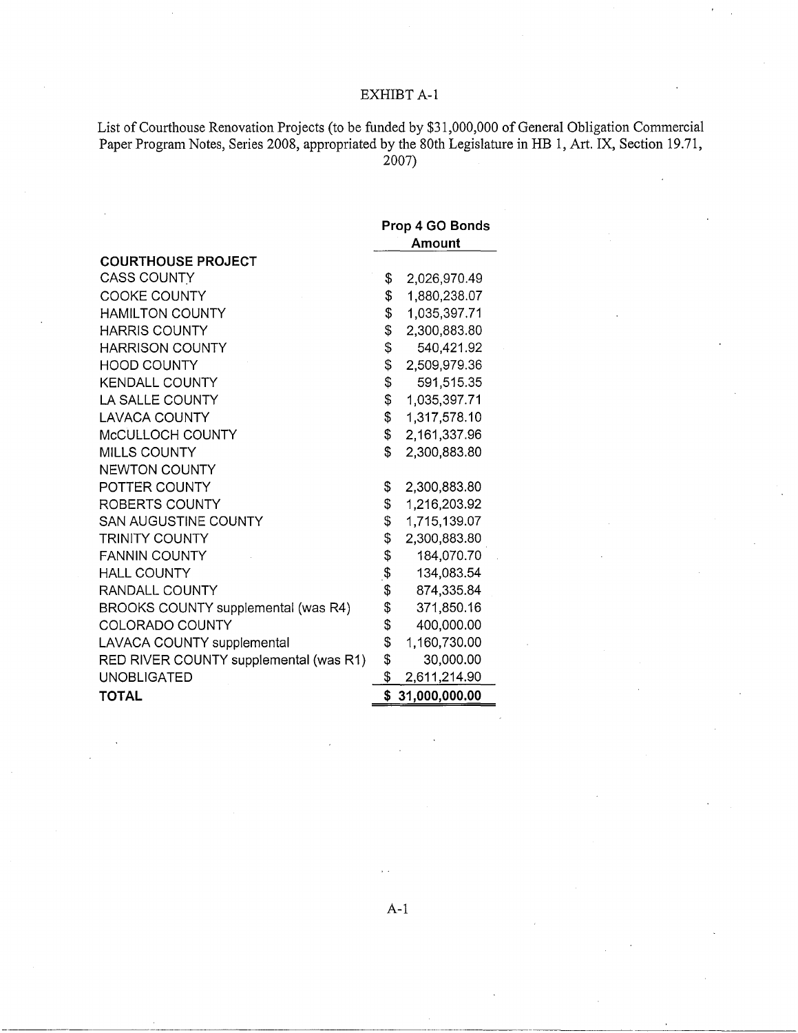# EXHIBT A-1

List of Courthouse Renovation Projects (to be funded by $31,000,000 of General Obligation Commercial Paper Program Notes, Series 2008, appropriated by the 80th Legislature in HB 1, Art. IX, Section 19.71, 2007)

| | Prop 4 GO Bonds Amount |
|---|---|
| **COURTHOUSE PROJECT** | |
| CASS COUNTY | $ 2,026,970.49 |
| COOKE COUNTY | $ 1,880,238.07 |
| HAMILTON COUNTY | $ 1,035,397.71 |
| HARRIS COUNTY | $ 2,300,883.80 |
| HARRISON COUNTY | $ 540,421.92 |
| HOOD COUNTY | $ 2,509,979.36 |
| KENDALL COUNTY | $ 591,515.35 |
| LA SALLE COUNTY | $ 1,035,397.71 |
| LAVACA COUNTY | $ 1,317,578.10 |
| McCULLOCH COUNTY | $ 2,161,337.96 |
| MILLS COUNTY | $ 2,300,883.80 |
| NEWTON COUNTY | |
| POTTER COUNTY | $ 2,300,883.80 |
| ROBERTS COUNTY | $ 1,216,203.92 |
| SAN AUGUSTINE COUNTY | $ 1,715,139.07 |
| TRINITY COUNTY | $ 2,300,883.80 |
| FANNIN COUNTY | $ 184,070.70 |
| HALL COUNTY | $ 134,083.54 |
| RANDALL COUNTY | $ 874,335.84 |
| BROOKS COUNTY supplemental (was R4) | $ 371,850.16 |
| COLORADO COUNTY | $ 400,000.00 |
| LAVACA COUNTY supplemental | $ 1,160,730.00 |
| RED RIVER COUNTY supplemental (was R1) | $ 30,000.00 |
| UNOBLIGATED | $ 2,611,214.90 |
| **TOTAL** | **$ 31,000,000.00** |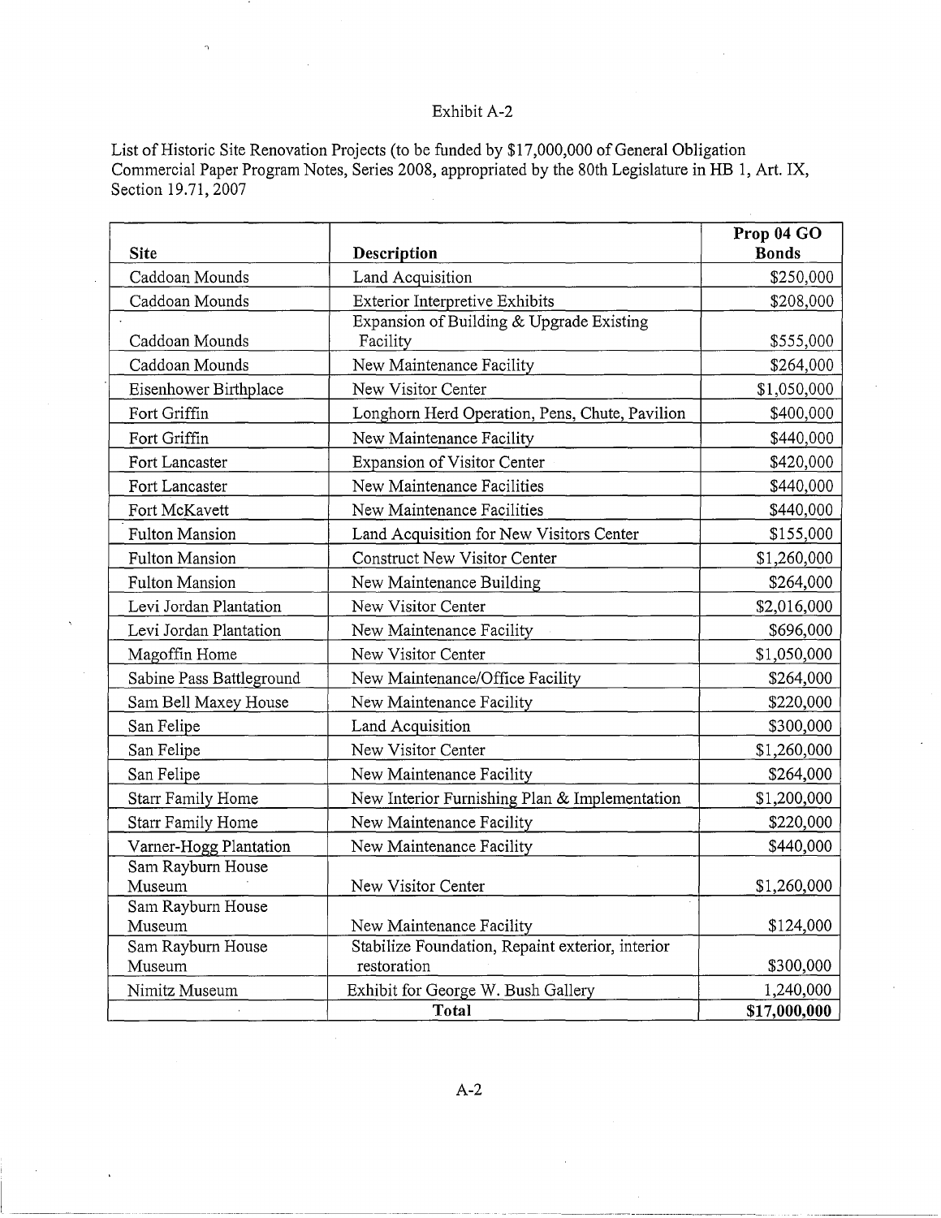Exhibit A-2

List of Historic Site Renovation Projects (to be funded by $17,000,000 of General Obligation Commercial Paper Program Notes, Series 2008, appropriated by the 80th Legislature in HB 1, Art. IX, Section 19.71, 2007

| Site | Description | Prop 04 GO Bonds |
|---|---|---|
| Caddoan Mounds | Land Acquisition | $250,000 |
| Caddoan Mounds | Exterior Interpretive Exhibits | $208,000 |
| Caddoan Mounds | Expansion of Building & Upgrade Existing Facility | $555,000 |
| Caddoan Mounds | New Maintenance Facility | $264,000 |
| Eisenhower Birthplace | New Visitor Center | $1,050,000 |
| Fort Griffin | Longhorn Herd Operation, Pens, Chute, Pavilion | $400,000 |
| Fort Griffin | New Maintenance Facility | $440,000 |
| Fort Lancaster | Expansion of Visitor Center | $420,000 |
| Fort Lancaster | New Maintenance Facilities | $440,000 |
| Fort McKavett | New Maintenance Facilities | $440,000 |
| Fulton Mansion | Land Acquisition for New Visitors Center | $155,000 |
| Fulton Mansion | Construct New Visitor Center | $1,260,000 |
| Fulton Mansion | New Maintenance Building | $264,000 |
| Levi Jordan Plantation | New Visitor Center | $2,016,000 |
| Levi Jordan Plantation | New Maintenance Facility | $696,000 |
| Magoffin Home | New Visitor Center | $1,050,000 |
| Sabine Pass Battleground | New Maintenance/Office Facility | $264,000 |
| Sam Bell Maxey House | New Maintenance Facility | $220,000 |
| San Felipe | Land Acquisition | $300,000 |
| San Felipe | New Visitor Center | $1,260,000 |
| San Felipe | New Maintenance Facility | $264,000 |
| Starr Family Home | New Interior Furnishing Plan & Implementation | $1,200,000 |
| Starr Family Home | New Maintenance Facility | $220,000 |
| Varner-Hogg Plantation | New Maintenance Facility | $440,000 |
| Sam Rayburn House Museum | New Visitor Center | $1,260,000 |
| Sam Rayburn House Museum | New Maintenance Facility | $124,000 |
| Sam Rayburn House Museum | Stabilize Foundation, Repaint exterior, interior restoration | $300,000 |
| Nimitz Museum | Exhibit for George W. Bush Gallery | 1,240,000 |
| | **Total** | **$17,000,000** |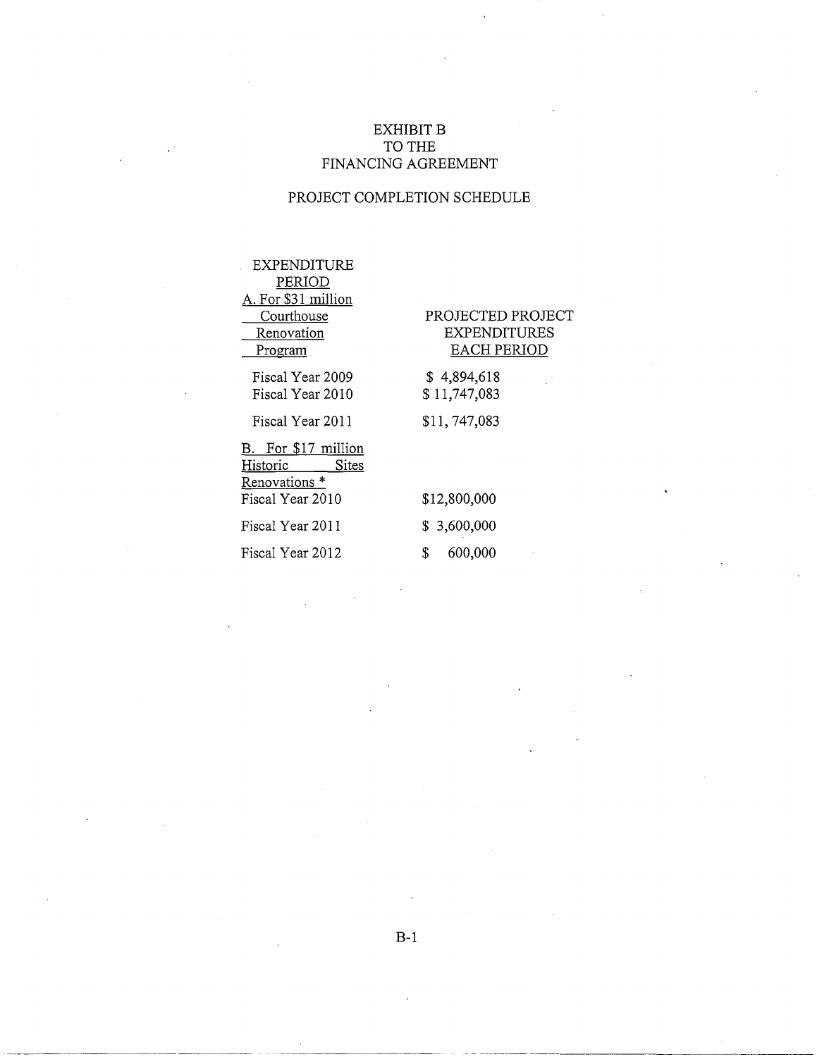# EXHIBIT B
# TO THE
# FINANCING AGREEMENT

## PROJECT COMPLETION SCHEDULE

| EXPENDITURE PERIOD | PROJECTED PROJECT EXPENDITURES EACH PERIOD |
|---|---|
| A. For $31 million Courthouse Renovation Program | |
| Fiscal Year 2009 | $ 4,894,618 |
| Fiscal Year 2010 | $ 11,747,083 |
| Fiscal Year 2011 | $11, 747,083 |
| B. For $17 million Historic Sites Renovations * | |
| Fiscal Year 2010 | $12,800,000 |
| Fiscal Year 2011 | $ 3,600,000 |
| Fiscal Year 2012 | $ 600,000 |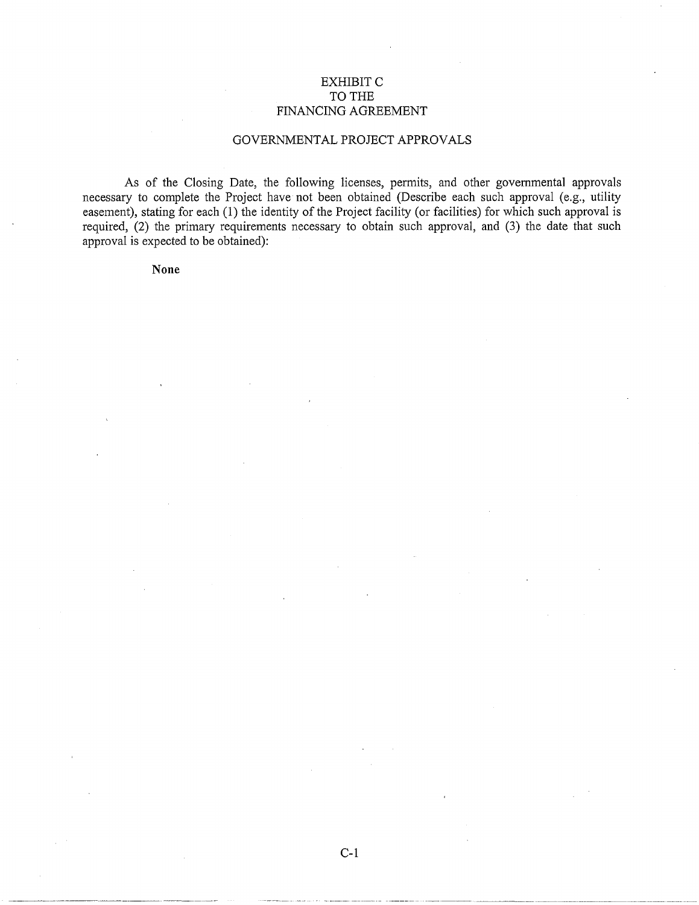# EXHIBIT C
# TO THE
# FINANCING AGREEMENT

## GOVERNMENTAL PROJECT APPROVALS

As of the Closing Date, the following licenses, permits, and other governmental approvals necessary to complete the Project have not been obtained (Describe each such approval (e.g., utility easement), stating for each (1) the identity of the Project facility (or facilities) for which such approval is required, (2) the primary requirements necessary to obtain such approval, and (3) the date that such approval is expected to be obtained):

**None**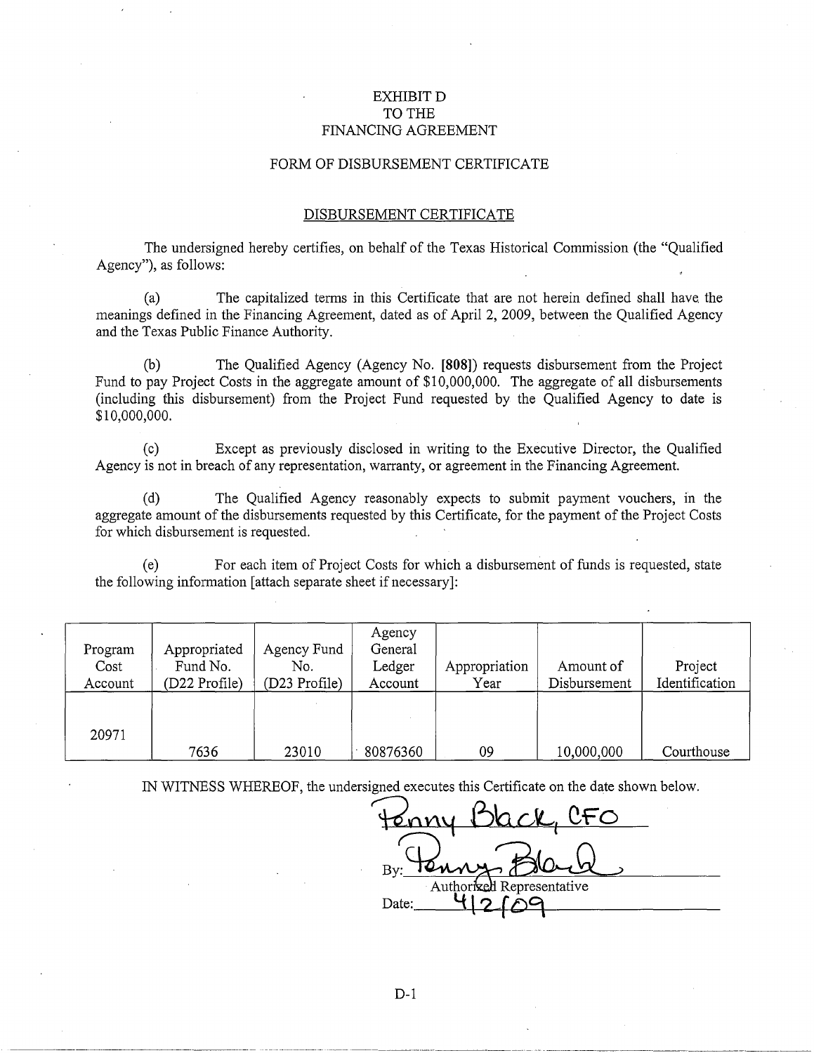# EXHIBIT D
# TO THE
# FINANCING AGREEMENT

## FORM OF DISBURSEMENT CERTIFICATE

### DISBURSEMENT CERTIFICATE

The undersigned hereby certifies, on behalf of the Texas Historical Commission (the "Qualified Agency"), as follows:

(a) The capitalized terms in this Certificate that are not herein defined shall have the meanings defined in the Financing Agreement, dated as of April 2, 2009, between the Qualified Agency and the Texas Public Finance Authority.

(b) The Qualified Agency (Agency No. **[808]**) requests disbursement from the Project Fund to pay Project Costs in the aggregate amount of $10,000,000. The aggregate of all disbursements (including this disbursement) from the Project Fund requested by the Qualified Agency to date is $10,000,000.

(c) Except as previously disclosed in writing to the Executive Director, the Qualified Agency is not in breach of any representation, warranty, or agreement in the Financing Agreement.

(d) The Qualified Agency reasonably expects to submit payment vouchers, in the aggregate amount of the disbursements requested by this Certificate, for the payment of the Project Costs for which disbursement is requested.

(e) For each item of Project Costs for which a disbursement of funds is requested, state the following information [attach separate sheet if necessary]:

| Program Cost Account | Appropriated Fund No. (D22 Profile) | Agency Fund No. (D23 Profile) | Agency General Ledger Account | Appropriation Year | Amount of Disbursement | Project Identification |
|---|---|---|---|---|---|---|
| 20971 | 7636 | 23010 | 80876360 | 09 | 10,000,000 | Courthouse |

IN WITNESS WHEREOF, the undersigned executes this Certificate on the date shown below.

Penny Black, CFO

By: Penny Black
Authorized Representative

Date: 4/2/09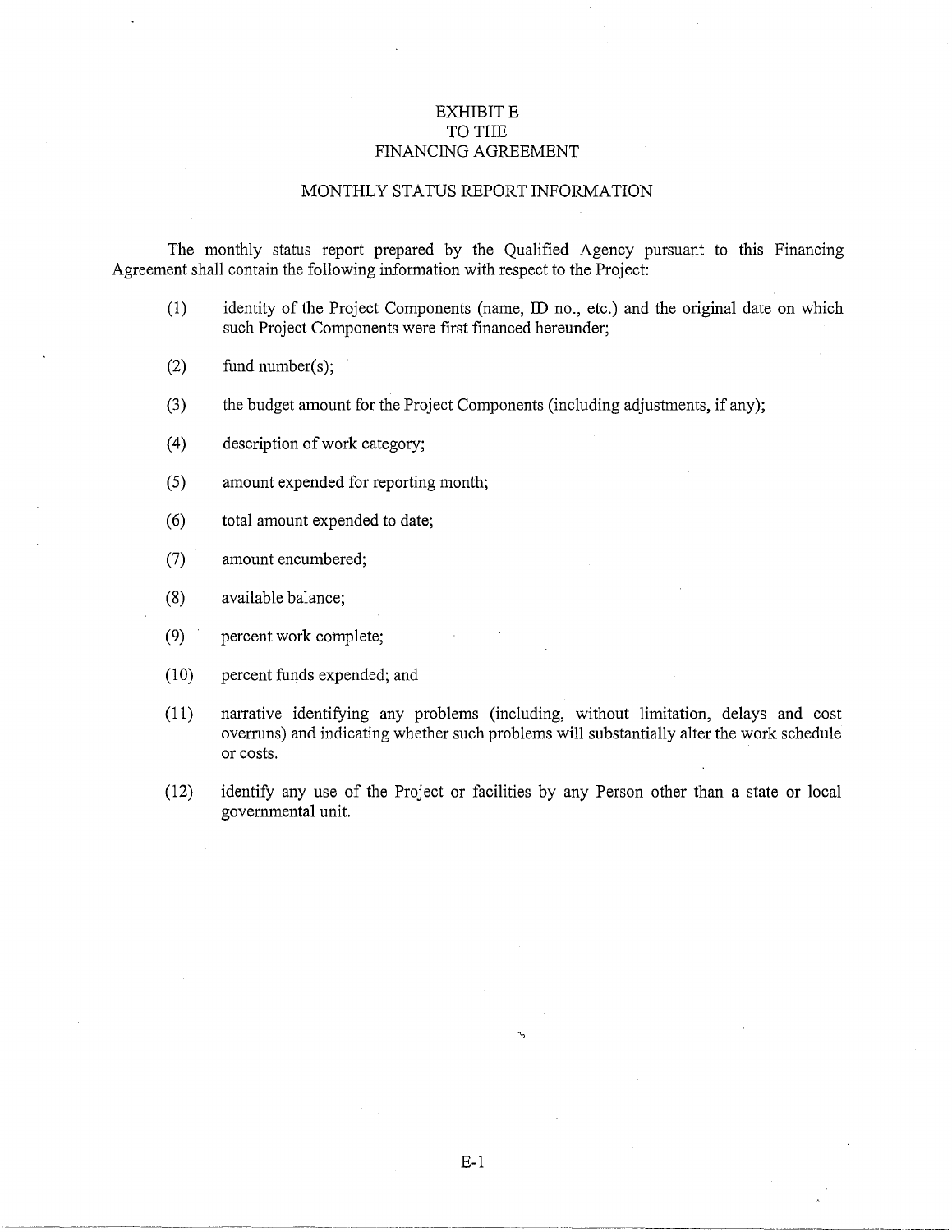# EXHIBIT E
# TO THE
# FINANCING AGREEMENT

## MONTHLY STATUS REPORT INFORMATION

The monthly status report prepared by the Qualified Agency pursuant to this Financing Agreement shall contain the following information with respect to the Project:

(1) identity of the Project Components (name, ID no., etc.) and the original date on which such Project Components were first financed hereunder;

(2) fund number(s);

(3) the budget amount for the Project Components (including adjustments, if any);

(4) description of work category;

(5) amount expended for reporting month;

(6) total amount expended to date;

(7) amount encumbered;

(8) available balance;

(9) percent work complete;

(10) percent funds expended; and

(11) narrative identifying any problems (including, without limitation, delays and cost overruns) and indicating whether such problems will substantially alter the work schedule or costs.

(12) identify any use of the Project or facilities by any Person other than a state or local governmental unit.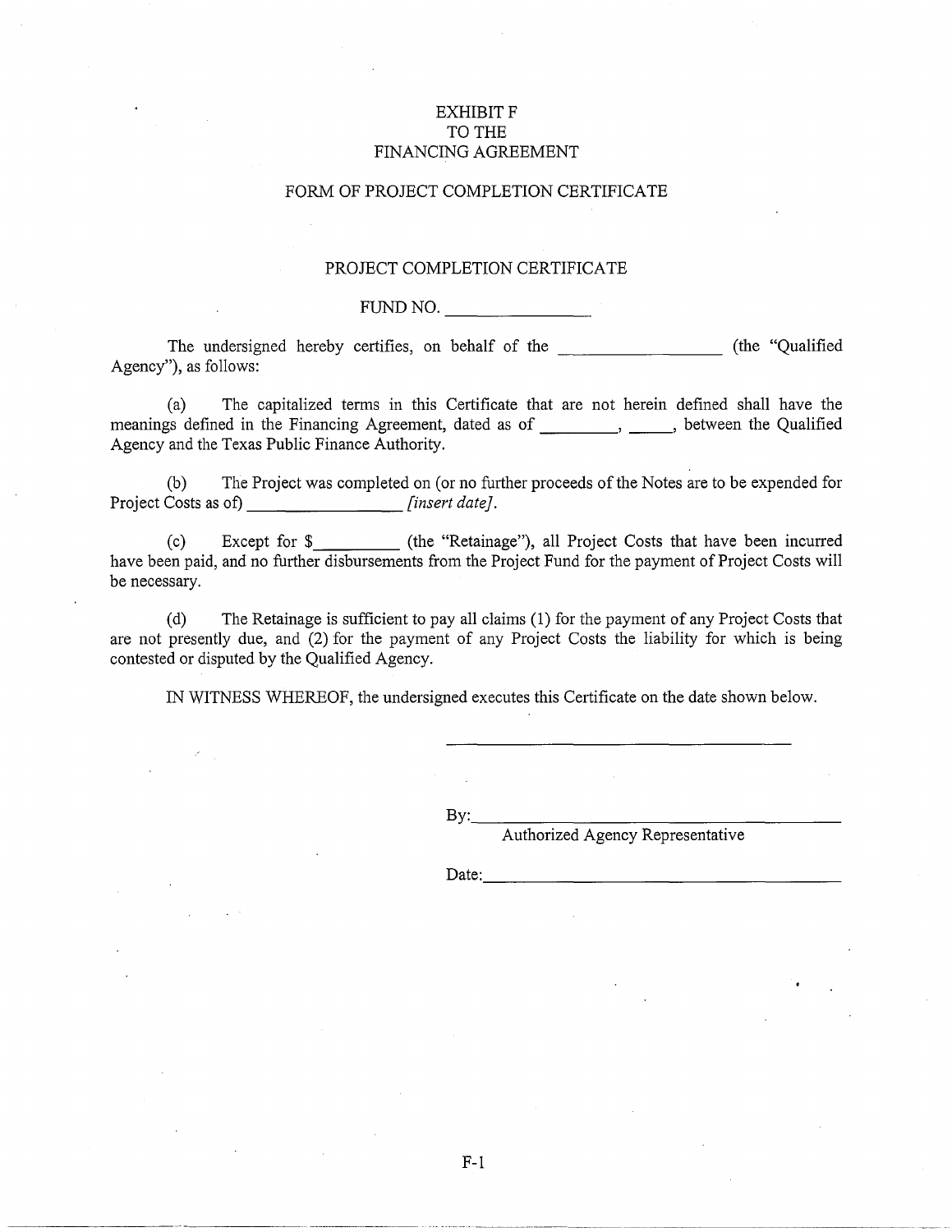# EXHIBIT F
# TO THE
# FINANCING AGREEMENT

## FORM OF PROJECT COMPLETION CERTIFICATE

### PROJECT COMPLETION CERTIFICATE

FUND NO. ________________

The undersigned hereby certifies, on behalf of the __________________ (the "Qualified Agency"), as follows:

(a) The capitalized terms in this Certificate that are not herein defined shall have the meanings defined in the Financing Agreement, dated as of _________, _____, between the Qualified Agency and the Texas Public Finance Authority.

(b) The Project was completed on (or no further proceeds of the Notes are to be expended for Project Costs as of) _________________ *[insert date]*.

(c) Except for $_________ (the "Retainage"), all Project Costs that have been incurred have been paid, and no further disbursements from the Project Fund for the payment of Project Costs will be necessary.

(d) The Retainage is sufficient to pay all claims (1) for the payment of any Project Costs that are not presently due, and (2) for the payment of any Project Costs the liability for which is being contested or disputed by the Qualified Agency.

IN WITNESS WHEREOF, the undersigned executes this Certificate on the date shown below.

________________________________________

By:________________________________________
Authorized Agency Representative

Date:________________________________________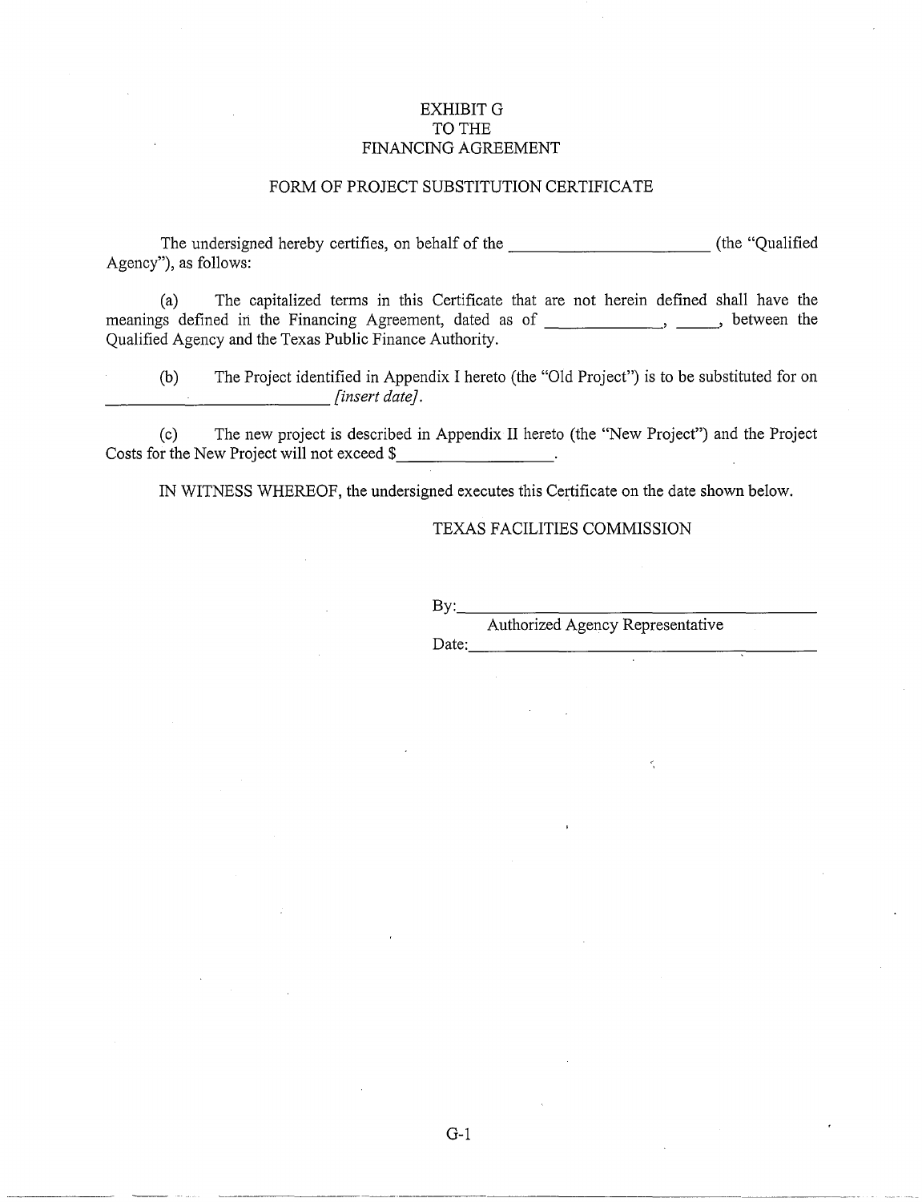# EXHIBIT G
# TO THE
# FINANCING AGREEMENT

## FORM OF PROJECT SUBSTITUTION CERTIFICATE

The undersigned hereby certifies, on behalf of the ________________________ (the "Qualified Agency"), as follows:

(a) The capitalized terms in this Certificate that are not herein defined shall have the meanings defined in the Financing Agreement, dated as of _____________, _____, between the Qualified Agency and the Texas Public Finance Authority.

(b) The Project identified in Appendix I hereto (the "Old Project") is to be substituted for on ____________________________ *[insert date]*.

(c) The new project is described in Appendix II hereto (the "New Project") and the Project Costs for the New Project will not exceed $__________________.

IN WITNESS WHEREOF, the undersigned executes this Certificate on the date shown below.

TEXAS FACILITIES COMMISSION

By:________________________________________
Authorized Agency Representative

Date:_______________________________________